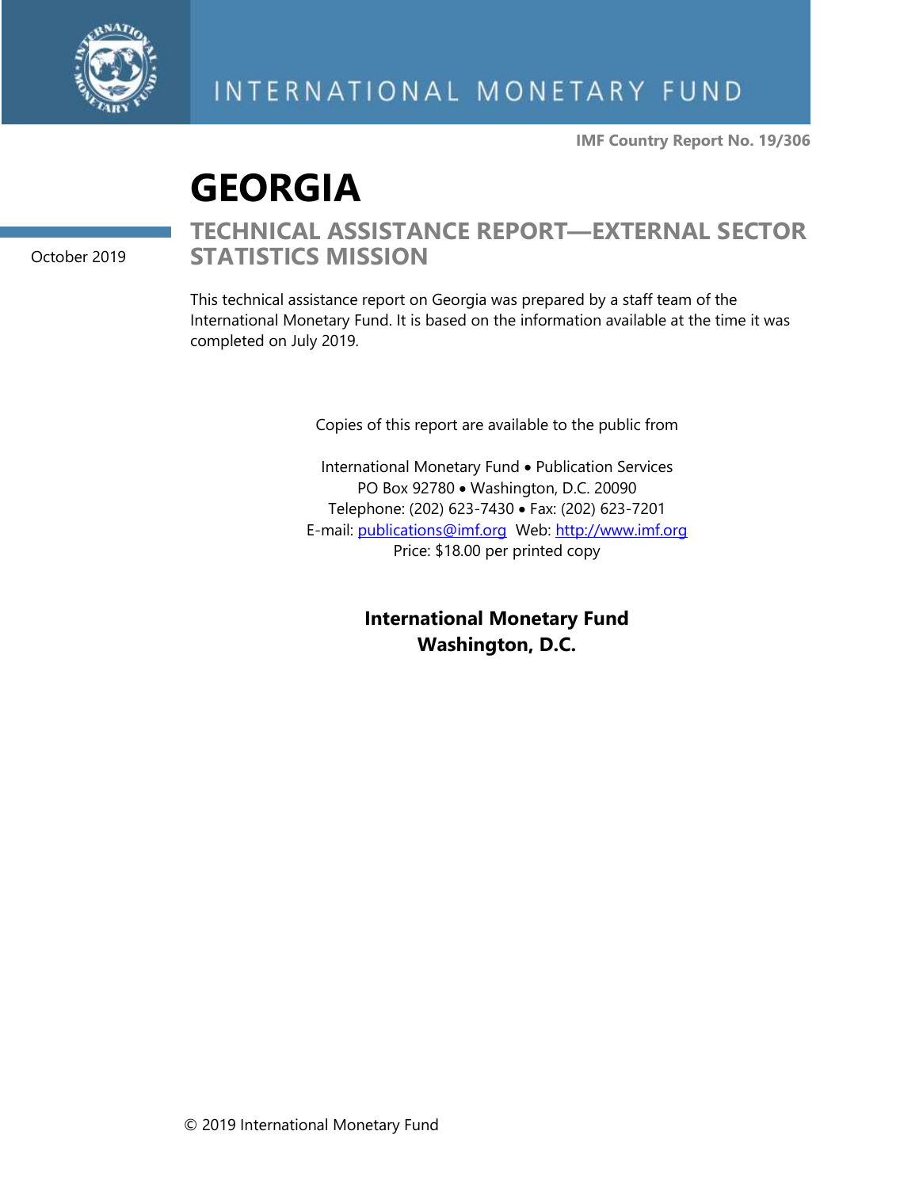INTERNATIONAL MONETARY FUND

**IMF Country Report No. 19/306**

# GEORGIA

October 2019

## TECHNICAL ASSISTANCE REPORT—EXTERNAL SECTOR STATISTICS MISSION

This technical assistance report on Georgia was prepared by a staff team of the International Monetary Fund. It is based on the information available at the time it was completed on July 2019.

Copies of this report are available to the public from

International Monetary Fund • Publication Services
PO Box 92780 • Washington, D.C. 20090
Telephone: (202) 623-7430 • Fax: (202) 623-7201
E-mail: publications@imf.org Web: http://www.imf.org
Price: $18.00 per printed copy

**International Monetary Fund**
**Washington, D.C.**

© 2019 International Monetary Fund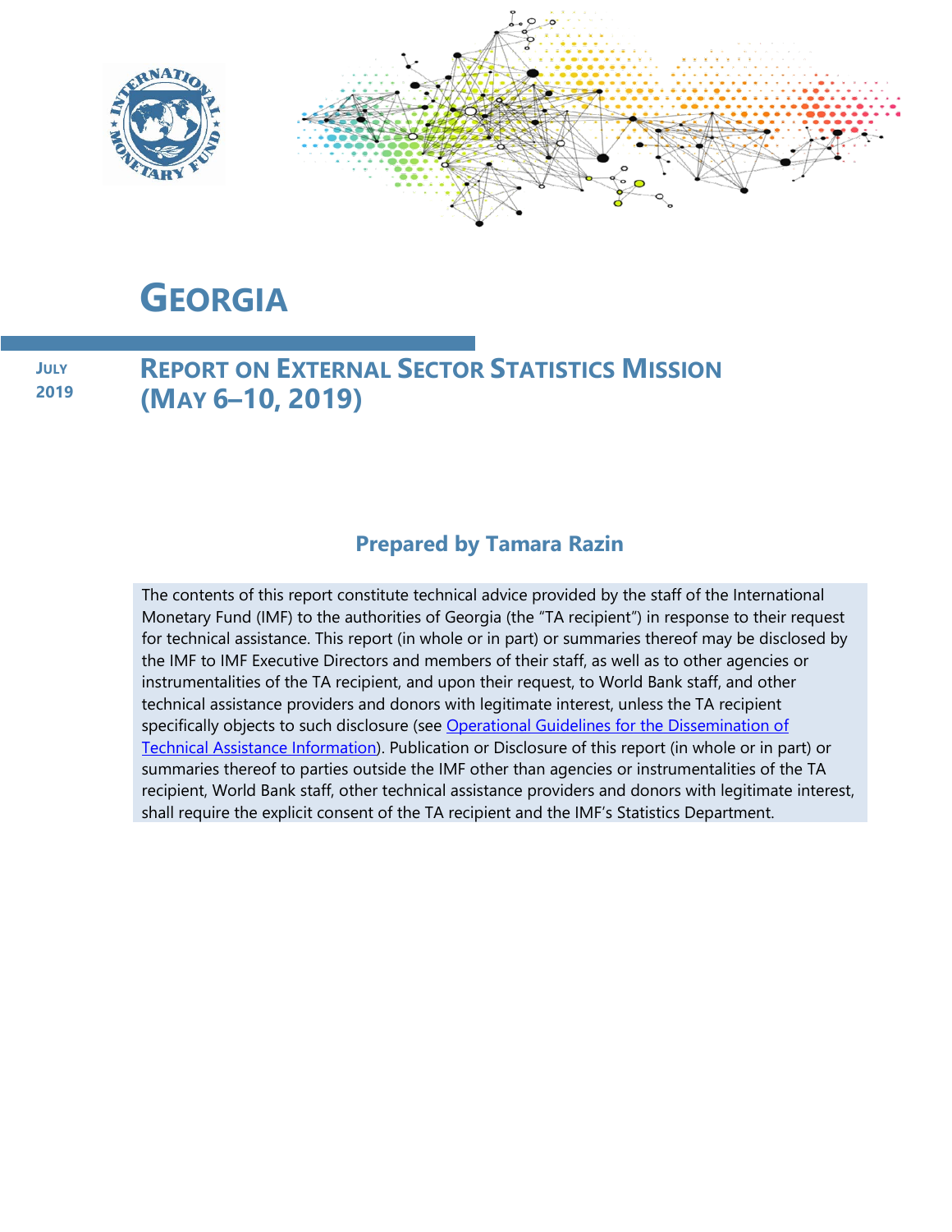# GEORGIA

JULY 2019

## REPORT ON EXTERNAL SECTOR STATISTICS MISSION (MAY 6–10, 2019)

### Prepared by Tamara Razin

The contents of this report constitute technical advice provided by the staff of the International Monetary Fund (IMF) to the authorities of Georgia (the "TA recipient") in response to their request for technical assistance. This report (in whole or in part) or summaries thereof may be disclosed by the IMF to IMF Executive Directors and members of their staff, as well as to other agencies or instrumentalities of the TA recipient, and upon their request, to World Bank staff, and other technical assistance providers and donors with legitimate interest, unless the TA recipient specifically objects to such disclosure (see Operational Guidelines for the Dissemination of Technical Assistance Information). Publication or Disclosure of this report (in whole or in part) or summaries thereof to parties outside the IMF other than agencies or instrumentalities of the TA recipient, World Bank staff, other technical assistance providers and donors with legitimate interest, shall require the explicit consent of the TA recipient and the IMF's Statistics Department.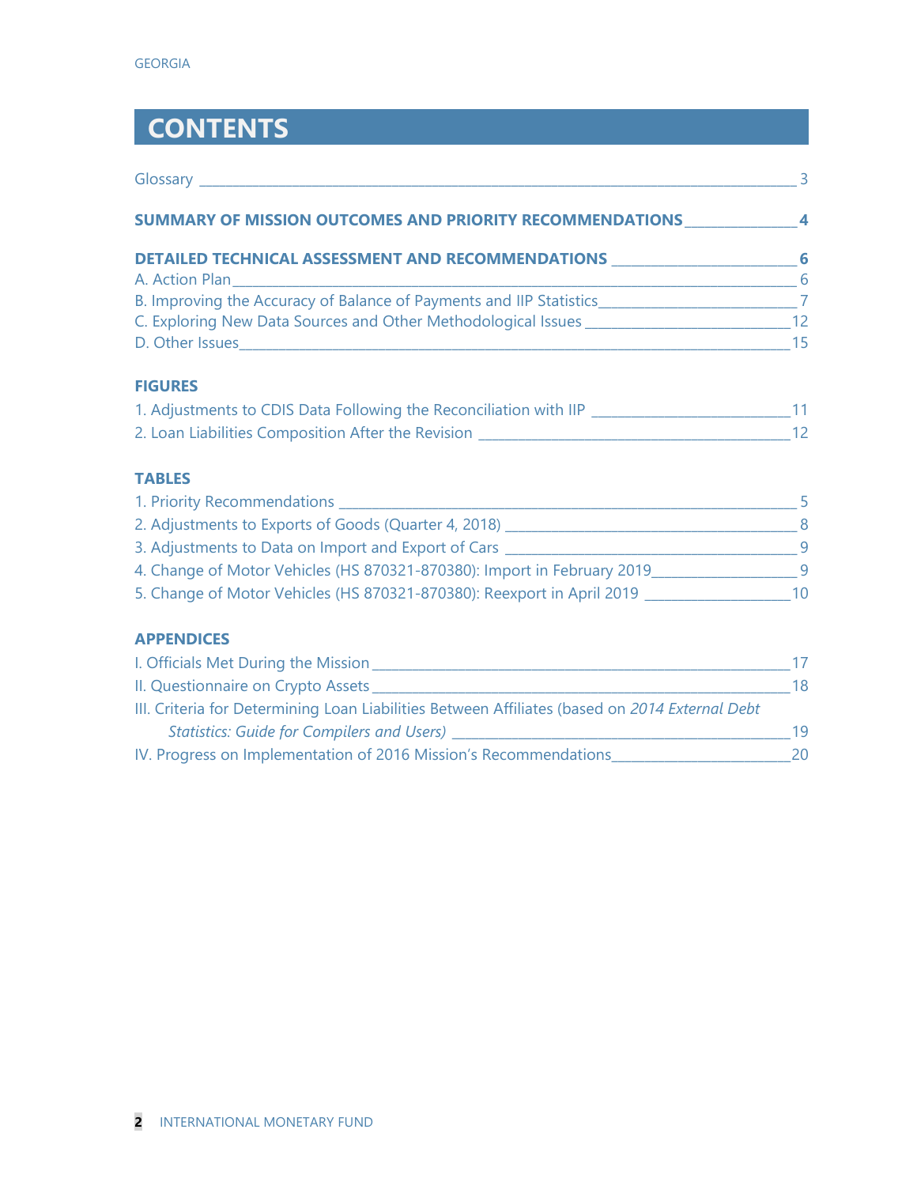# CONTENTS

Glossary 3

**SUMMARY OF MISSION OUTCOMES AND PRIORITY RECOMMENDATIONS 4**

**DETAILED TECHNICAL ASSESSMENT AND RECOMMENDATIONS 6**

A. Action Plan 6

B. Improving the Accuracy of Balance of Payments and IIP Statistics 7

C. Exploring New Data Sources and Other Methodological Issues 12

D. Other Issues 15

**FIGURES**

1. Adjustments to CDIS Data Following the Reconciliation with IIP 11
2. Loan Liabilities Composition After the Revision 12

**TABLES**

1. Priority Recommendations 5
2. Adjustments to Exports of Goods (Quarter 4, 2018) 8
3. Adjustments to Data on Import and Export of Cars 9
4. Change of Motor Vehicles (HS 870321-870380): Import in February 2019 9
5. Change of Motor Vehicles (HS 870321-870380): Reexport in April 2019 10

**APPENDICES**

I. Officials Met During the Mission 17

II. Questionnaire on Crypto Assets 18

III. Criteria for Determining Loan Liabilities Between Affiliates (based on *2014 External Debt Statistics: Guide for Compilers and Users)* 19

IV. Progress on Implementation of 2016 Mission's Recommendations 20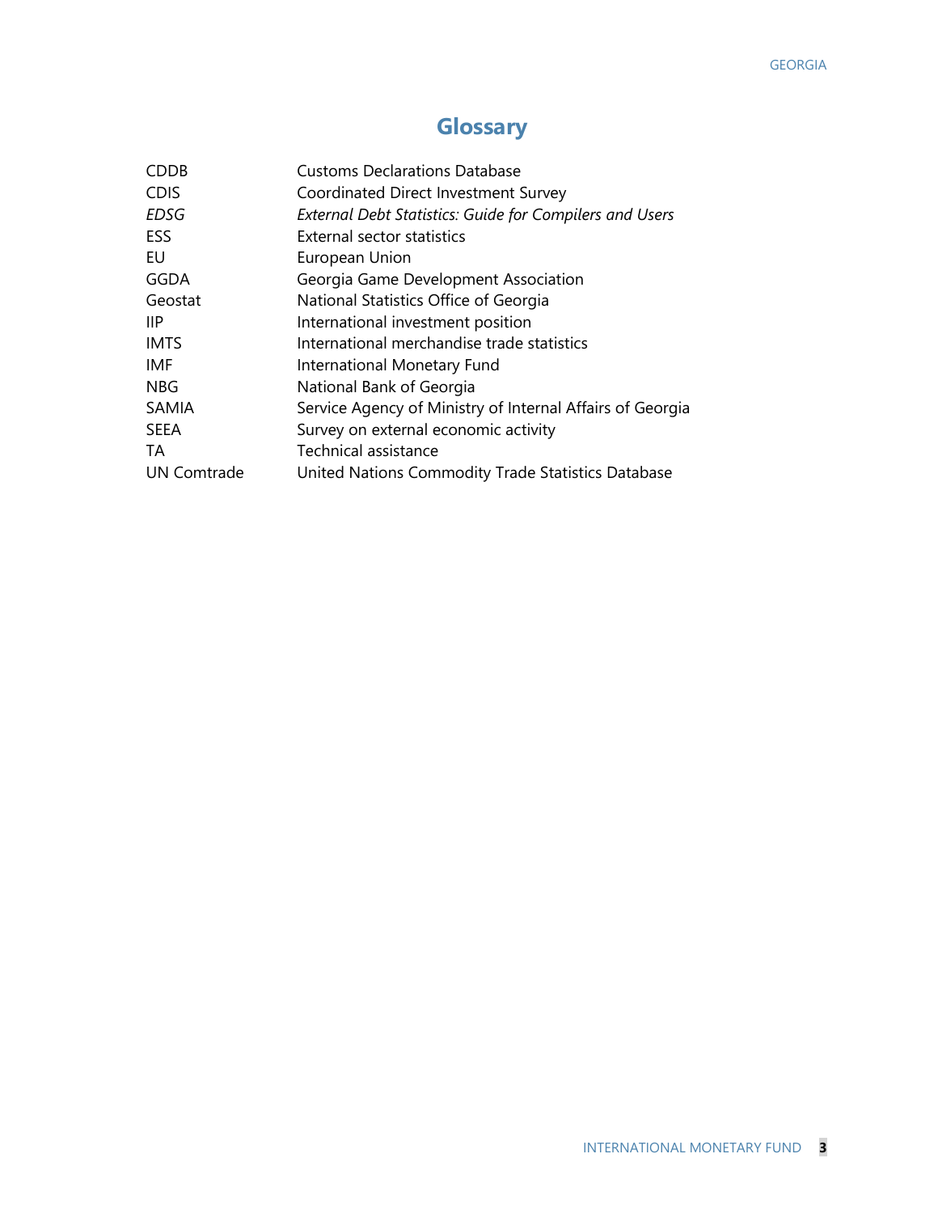## Glossary

| | |
|---|---|
| CDDB | Customs Declarations Database |
| CDIS | Coordinated Direct Investment Survey |
| *EDSG* | *External Debt Statistics: Guide for Compilers and Users* |
| ESS | External sector statistics |
| EU | European Union |
| GGDA | Georgia Game Development Association |
| Geostat | National Statistics Office of Georgia |
| IIP | International investment position |
| IMTS | International merchandise trade statistics |
| IMF | International Monetary Fund |
| NBG | National Bank of Georgia |
| SAMIA | Service Agency of Ministry of Internal Affairs of Georgia |
| SEEA | Survey on external economic activity |
| TA | Technical assistance |
| UN Comtrade | United Nations Commodity Trade Statistics Database |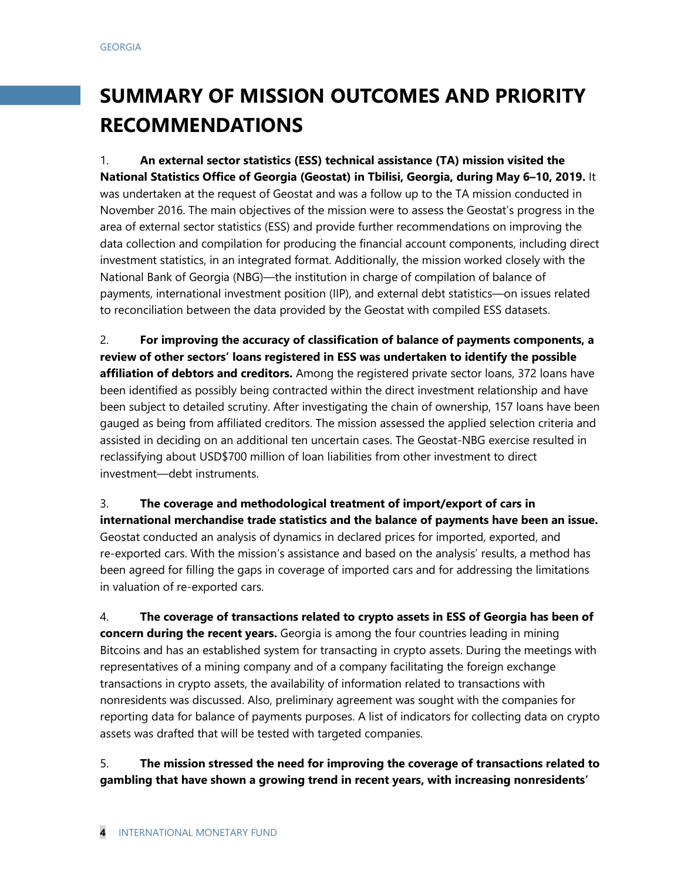# SUMMARY OF MISSION OUTCOMES AND PRIORITY RECOMMENDATIONS

1. **An external sector statistics (ESS) technical assistance (TA) mission visited the National Statistics Office of Georgia (Geostat) in Tbilisi, Georgia, during May 6–10, 2019.** It was undertaken at the request of Geostat and was a follow up to the TA mission conducted in November 2016. The main objectives of the mission were to assess the Geostat's progress in the area of external sector statistics (ESS) and provide further recommendations on improving the data collection and compilation for producing the financial account components, including direct investment statistics, in an integrated format. Additionally, the mission worked closely with the National Bank of Georgia (NBG)—the institution in charge of compilation of balance of payments, international investment position (IIP), and external debt statistics—on issues related to reconciliation between the data provided by the Geostat with compiled ESS datasets.

2. **For improving the accuracy of classification of balance of payments components, a review of other sectors' loans registered in ESS was undertaken to identify the possible affiliation of debtors and creditors.** Among the registered private sector loans, 372 loans have been identified as possibly being contracted within the direct investment relationship and have been subject to detailed scrutiny. After investigating the chain of ownership, 157 loans have been gauged as being from affiliated creditors. The mission assessed the applied selection criteria and assisted in deciding on an additional ten uncertain cases. The Geostat-NBG exercise resulted in reclassifying about USD$700 million of loan liabilities from other investment to direct investment—debt instruments.

3. **The coverage and methodological treatment of import/export of cars in international merchandise trade statistics and the balance of payments have been an issue.** Geostat conducted an analysis of dynamics in declared prices for imported, exported, and re-exported cars. With the mission's assistance and based on the analysis' results, a method has been agreed for filling the gaps in coverage of imported cars and for addressing the limitations in valuation of re-exported cars.

4. **The coverage of transactions related to crypto assets in ESS of Georgia has been of concern during the recent years.** Georgia is among the four countries leading in mining Bitcoins and has an established system for transacting in crypto assets. During the meetings with representatives of a mining company and of a company facilitating the foreign exchange transactions in crypto assets, the availability of information related to transactions with nonresidents was discussed. Also, preliminary agreement was sought with the companies for reporting data for balance of payments purposes. A list of indicators for collecting data on crypto assets was drafted that will be tested with targeted companies.

5. **The mission stressed the need for improving the coverage of transactions related to gambling that have shown a growing trend in recent years, with increasing nonresidents'**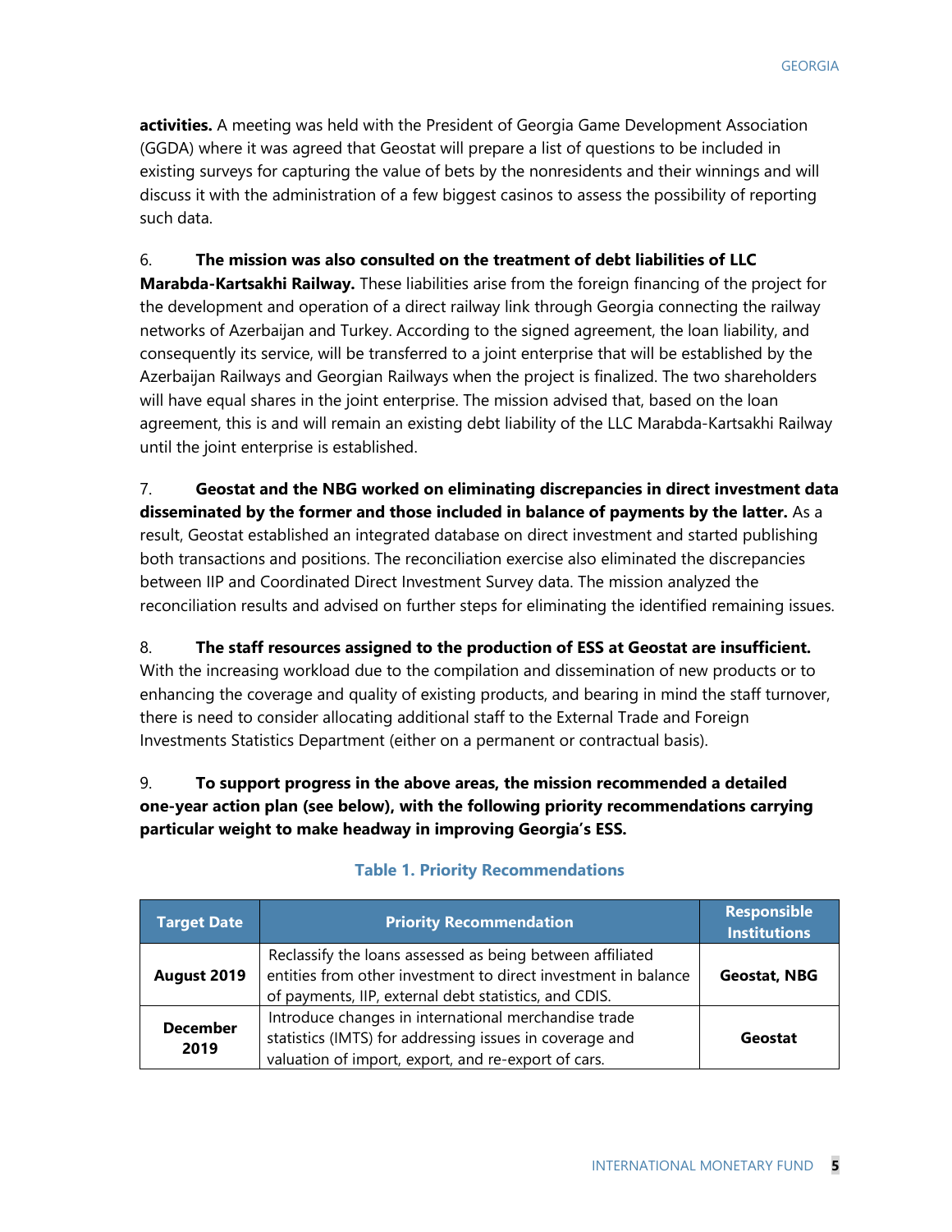**activities.** A meeting was held with the President of Georgia Game Development Association (GGDA) where it was agreed that Geostat will prepare a list of questions to be included in existing surveys for capturing the value of bets by the nonresidents and their winnings and will discuss it with the administration of a few biggest casinos to assess the possibility of reporting such data.

6. **The mission was also consulted on the treatment of debt liabilities of LLC Marabda-Kartsakhi Railway.** These liabilities arise from the foreign financing of the project for the development and operation of a direct railway link through Georgia connecting the railway networks of Azerbaijan and Turkey. According to the signed agreement, the loan liability, and consequently its service, will be transferred to a joint enterprise that will be established by the Azerbaijan Railways and Georgian Railways when the project is finalized. The two shareholders will have equal shares in the joint enterprise. The mission advised that, based on the loan agreement, this is and will remain an existing debt liability of the LLC Marabda-Kartsakhi Railway until the joint enterprise is established.

7. **Geostat and the NBG worked on eliminating discrepancies in direct investment data disseminated by the former and those included in balance of payments by the latter.** As a result, Geostat established an integrated database on direct investment and started publishing both transactions and positions. The reconciliation exercise also eliminated the discrepancies between IIP and Coordinated Direct Investment Survey data. The mission analyzed the reconciliation results and advised on further steps for eliminating the identified remaining issues.

8. **The staff resources assigned to the production of ESS at Geostat are insufficient.** With the increasing workload due to the compilation and dissemination of new products or to enhancing the coverage and quality of existing products, and bearing in mind the staff turnover, there is need to consider allocating additional staff to the External Trade and Foreign Investments Statistics Department (either on a permanent or contractual basis).

9. **To support progress in the above areas, the mission recommended a detailed one-year action plan (see below), with the following priority recommendations carrying particular weight to make headway in improving Georgia's ESS.**

**Table 1. Priority Recommendations**

| Target Date | Priority Recommendation | Responsible Institutions |
|---|---|---|
| **August 2019** | Reclassify the loans assessed as being between affiliated entities from other investment to direct investment in balance of payments, IIP, external debt statistics, and CDIS. | **Geostat, NBG** |
| **December 2019** | Introduce changes in international merchandise trade statistics (IMTS) for addressing issues in coverage and valuation of import, export, and re-export of cars. | **Geostat** |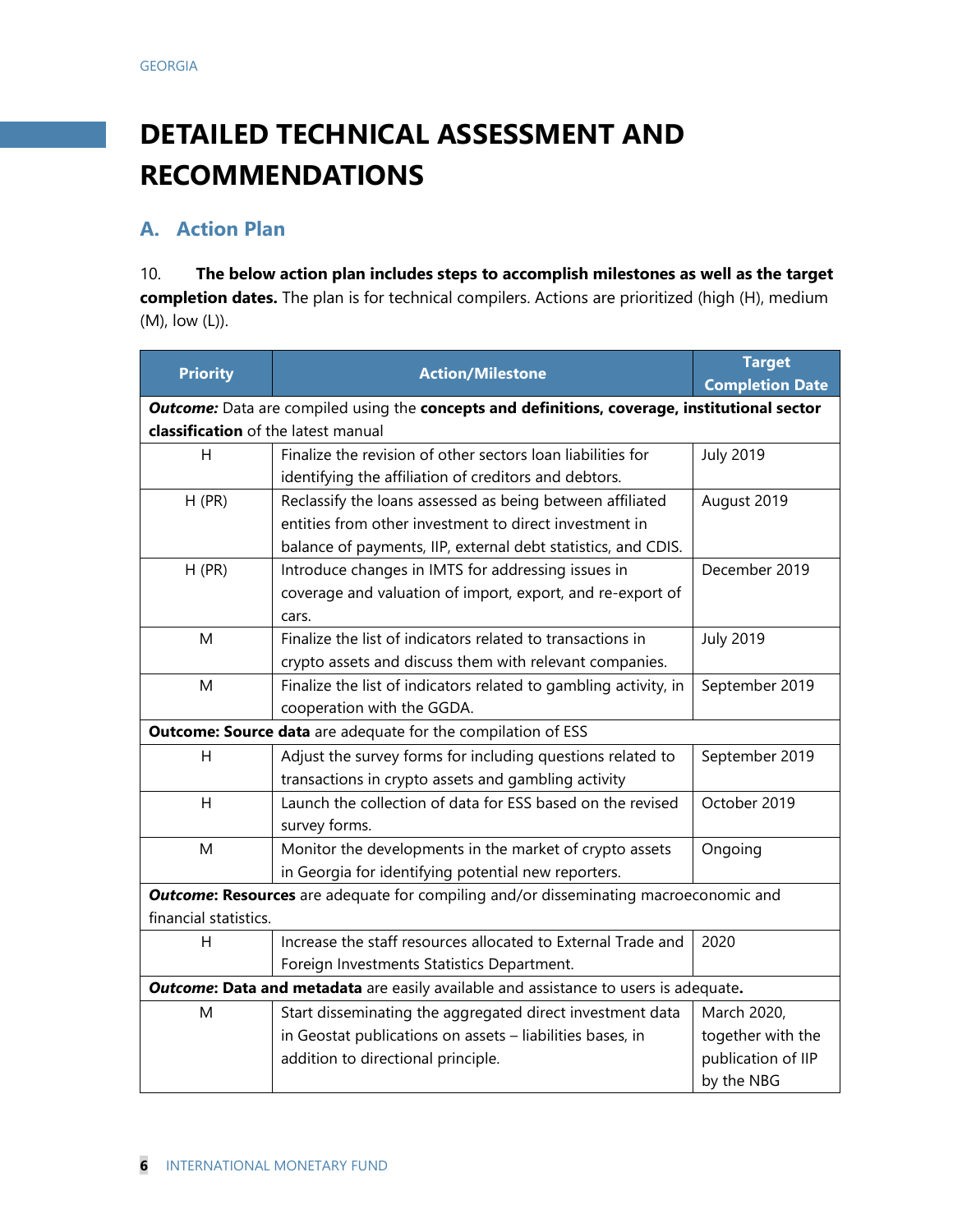# DETAILED TECHNICAL ASSESSMENT AND RECOMMENDATIONS

## A. Action Plan

10. **The below action plan includes steps to accomplish milestones as well as the target completion dates.** The plan is for technical compilers. Actions are prioritized (high (H), medium (M), low (L)).

| Priority | Action/Milestone | Target Completion Date |
|---|---|---|
| ***Outcome:*** Data are compiled using the **concepts and definitions, coverage, institutional sector classification** of the latest manual | | |
| H | Finalize the revision of other sectors loan liabilities for identifying the affiliation of creditors and debtors. | July 2019 |
| H (PR) | Reclassify the loans assessed as being between affiliated entities from other investment to direct investment in balance of payments, IIP, external debt statistics, and CDIS. | August 2019 |
| H (PR) | Introduce changes in IMTS for addressing issues in coverage and valuation of import, export, and re-export of cars. | December 2019 |
| M | Finalize the list of indicators related to transactions in crypto assets and discuss them with relevant companies. | July 2019 |
| M | Finalize the list of indicators related to gambling activity, in cooperation with the GGDA. | September 2019 |
| **Outcome: Source data** are adequate for the compilation of ESS | | |
| H | Adjust the survey forms for including questions related to transactions in crypto assets and gambling activity | September 2019 |
| H | Launch the collection of data for ESS based on the revised survey forms. | October 2019 |
| M | Monitor the developments in the market of crypto assets in Georgia for identifying potential new reporters. | Ongoing |
| ***Outcome*: Resources** are adequate for compiling and/or disseminating macroeconomic and financial statistics. | | |
| H | Increase the staff resources allocated to External Trade and Foreign Investments Statistics Department. | 2020 |
| ***Outcome*: Data and metadata** are easily available and assistance to users is adequate**.** | | |
| M | Start disseminating the aggregated direct investment data in Geostat publications on assets – liabilities bases, in addition to directional principle. | March 2020, together with the publication of IIP by the NBG |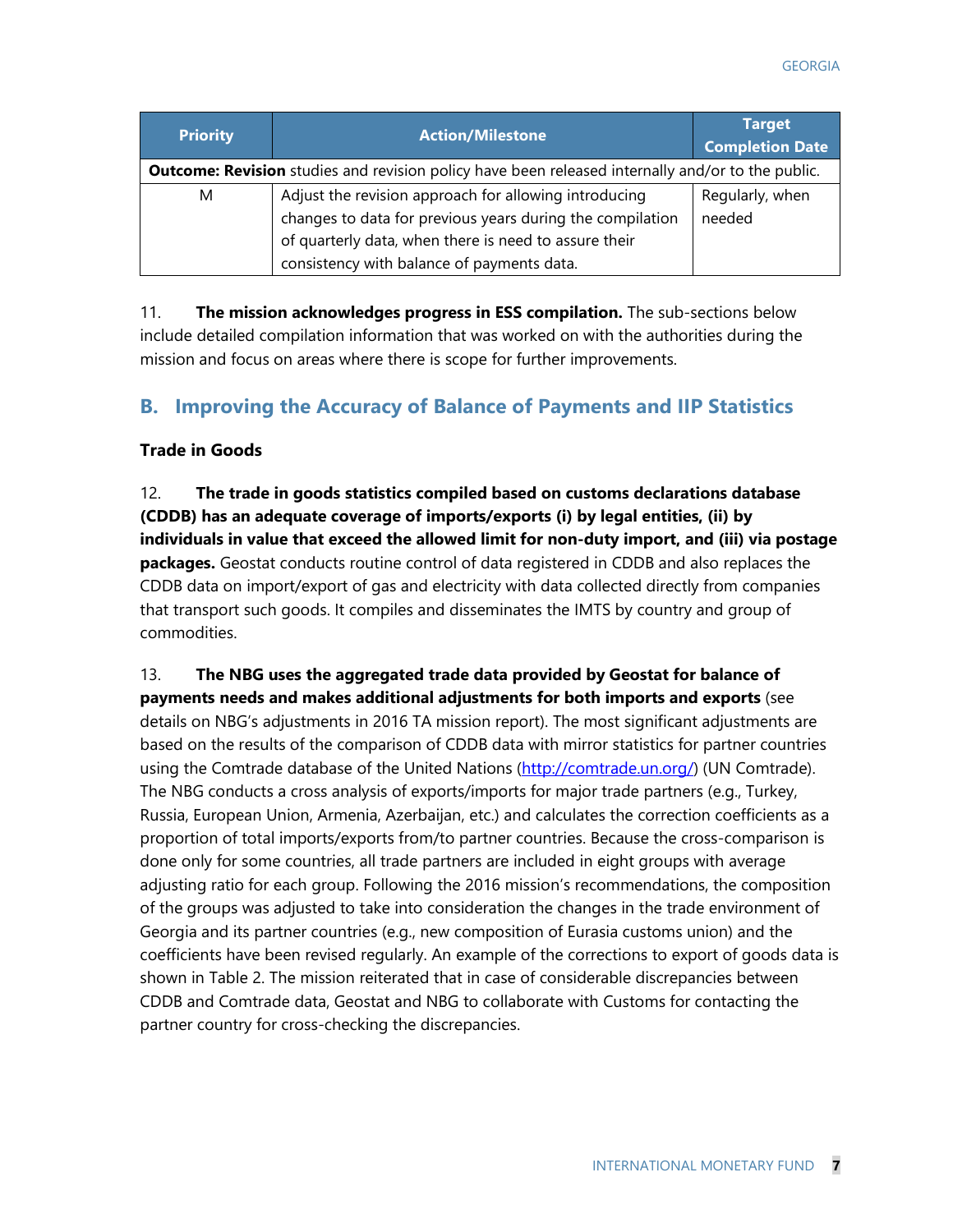| Priority | Action/Milestone | Target Completion Date |
|---|---|---|
| **Outcome: Revision** studies and revision policy have been released internally and/or to the public. | | |
| M | Adjust the revision approach for allowing introducing changes to data for previous years during the compilation of quarterly data, when there is need to assure their consistency with balance of payments data. | Regularly, when needed |

11. **The mission acknowledges progress in ESS compilation.** The sub-sections below include detailed compilation information that was worked on with the authorities during the mission and focus on areas where there is scope for further improvements.

## B. Improving the Accuracy of Balance of Payments and IIP Statistics

### Trade in Goods

12. **The trade in goods statistics compiled based on customs declarations database (CDDB) has an adequate coverage of imports/exports (i) by legal entities, (ii) by individuals in value that exceed the allowed limit for non-duty import, and (iii) via postage packages.** Geostat conducts routine control of data registered in CDDB and also replaces the CDDB data on import/export of gas and electricity with data collected directly from companies that transport such goods. It compiles and disseminates the IMTS by country and group of commodities.

13. **The NBG uses the aggregated trade data provided by Geostat for balance of payments needs and makes additional adjustments for both imports and exports** (see details on NBG's adjustments in 2016 TA mission report). The most significant adjustments are based on the results of the comparison of CDDB data with mirror statistics for partner countries using the Comtrade database of the United Nations (http://comtrade.un.org/) (UN Comtrade). The NBG conducts a cross analysis of exports/imports for major trade partners (e.g., Turkey, Russia, European Union, Armenia, Azerbaijan, etc.) and calculates the correction coefficients as a proportion of total imports/exports from/to partner countries. Because the cross-comparison is done only for some countries, all trade partners are included in eight groups with average adjusting ratio for each group. Following the 2016 mission's recommendations, the composition of the groups was adjusted to take into consideration the changes in the trade environment of Georgia and its partner countries (e.g., new composition of Eurasia customs union) and the coefficients have been revised regularly. An example of the corrections to export of goods data is shown in Table 2. The mission reiterated that in case of considerable discrepancies between CDDB and Comtrade data, Geostat and NBG to collaborate with Customs for contacting the partner country for cross-checking the discrepancies.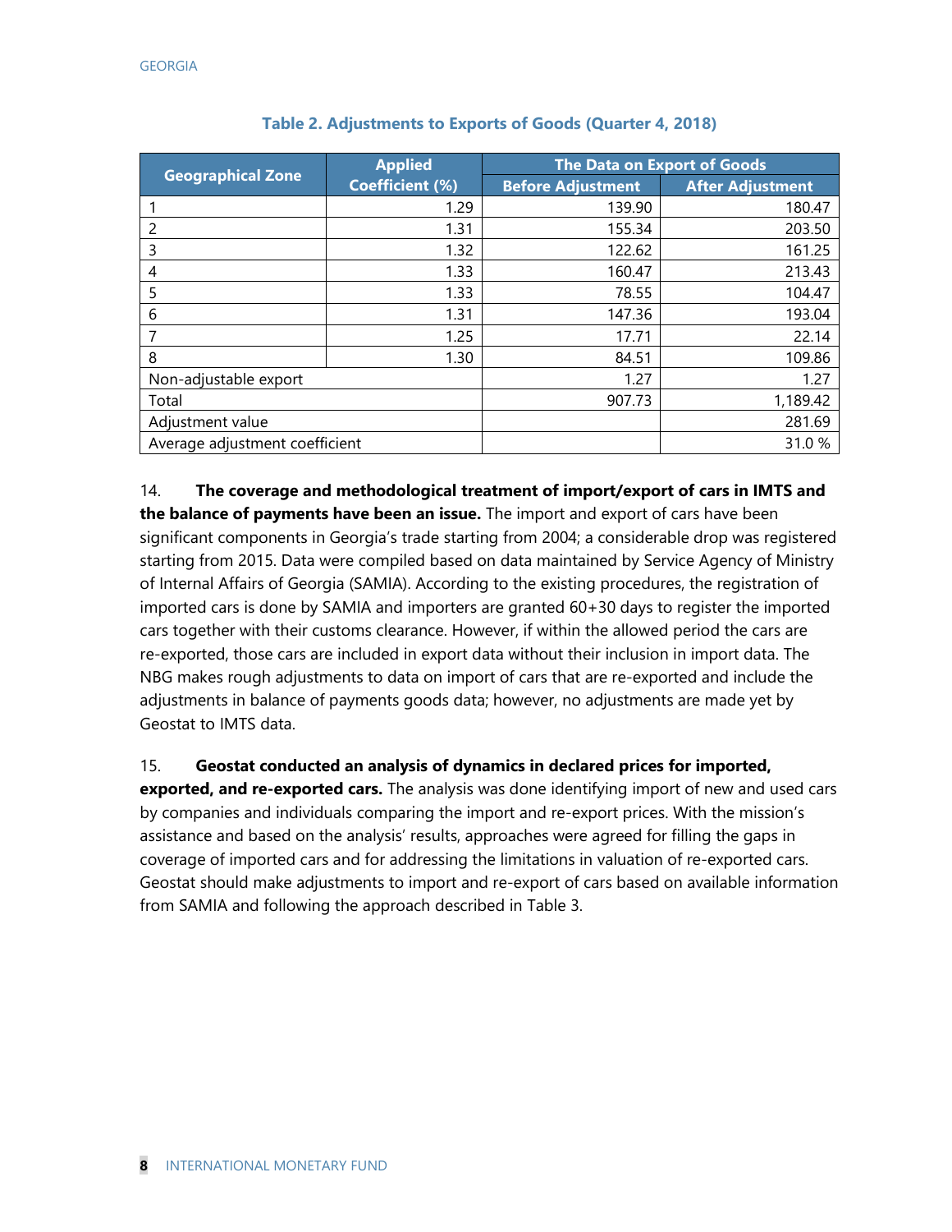**Table 2. Adjustments to Exports of Goods (Quarter 4, 2018)**

| Geographical Zone | Applied Coefficient (%) | The Data on Export of Goods | |
|---|---|---|---|
| | | Before Adjustment | After Adjustment |
| 1 | 1.29 | 139.90 | 180.47 |
| 2 | 1.31 | 155.34 | 203.50 |
| 3 | 1.32 | 122.62 | 161.25 |
| 4 | 1.33 | 160.47 | 213.43 |
| 5 | 1.33 | 78.55 | 104.47 |
| 6 | 1.31 | 147.36 | 193.04 |
| 7 | 1.25 | 17.71 | 22.14 |
| 8 | 1.30 | 84.51 | 109.86 |
| Non-adjustable export | | 1.27 | 1.27 |
| Total | | 907.73 | 1,189.42 |
| Adjustment value | | | 281.69 |
| Average adjustment coefficient | | | 31.0 % |

14. **The coverage and methodological treatment of import/export of cars in IMTS and the balance of payments have been an issue.** The import and export of cars have been significant components in Georgia's trade starting from 2004; a considerable drop was registered starting from 2015. Data were compiled based on data maintained by Service Agency of Ministry of Internal Affairs of Georgia (SAMIA). According to the existing procedures, the registration of imported cars is done by SAMIA and importers are granted 60+30 days to register the imported cars together with their customs clearance. However, if within the allowed period the cars are re-exported, those cars are included in export data without their inclusion in import data. The NBG makes rough adjustments to data on import of cars that are re-exported and include the adjustments in balance of payments goods data; however, no adjustments are made yet by Geostat to IMTS data.

15. **Geostat conducted an analysis of dynamics in declared prices for imported, exported, and re-exported cars.** The analysis was done identifying import of new and used cars by companies and individuals comparing the import and re-export prices. With the mission's assistance and based on the analysis' results, approaches were agreed for filling the gaps in coverage of imported cars and for addressing the limitations in valuation of re-exported cars. Geostat should make adjustments to import and re-export of cars based on available information from SAMIA and following the approach described in Table 3.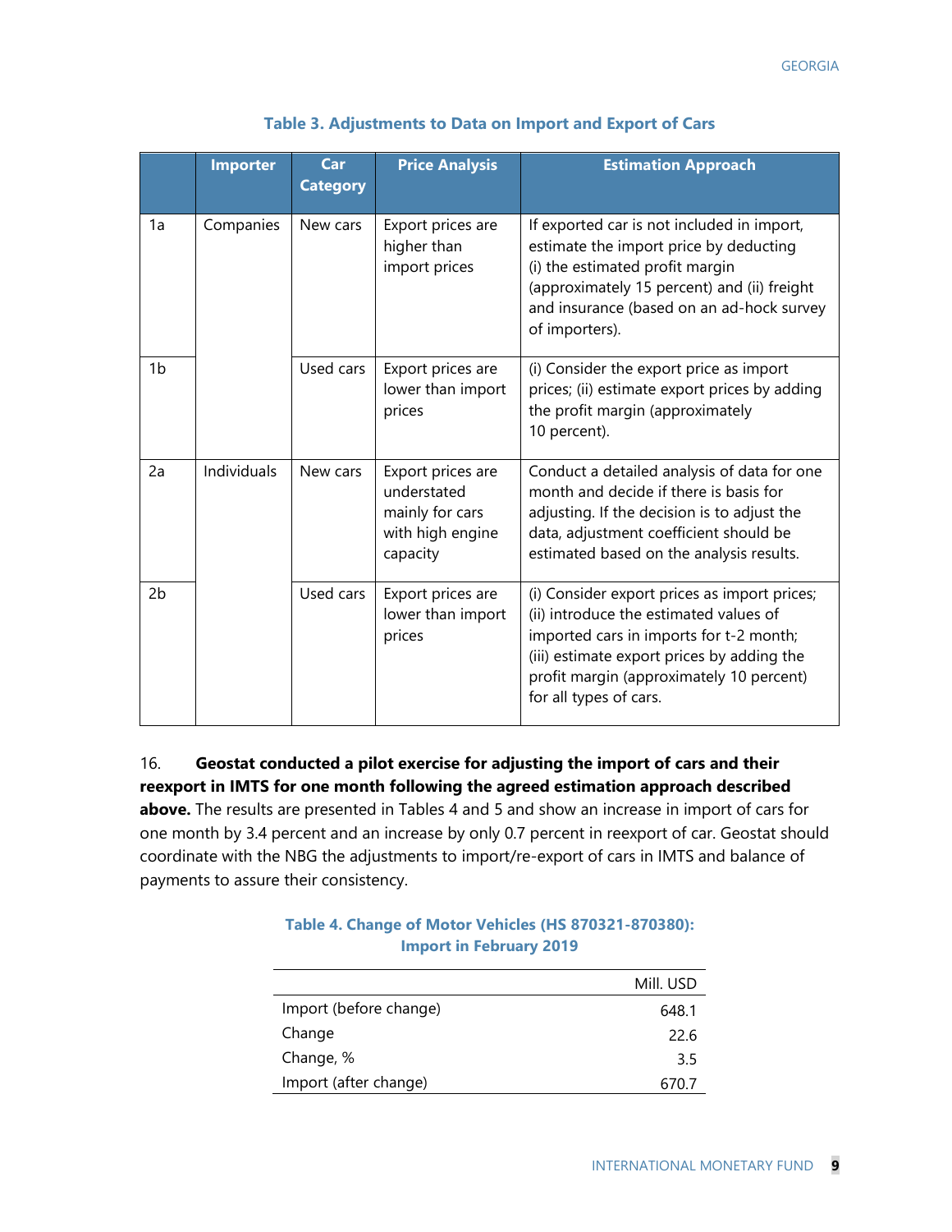### Table 3. Adjustments to Data on Import and Export of Cars

| | Importer | Car Category | Price Analysis | Estimation Approach |
|---|---|---|---|---|
| 1a | Companies | New cars | Export prices are higher than import prices | If exported car is not included in import, estimate the import price by deducting (i) the estimated profit margin (approximately 15 percent) and (ii) freight and insurance (based on an ad-hock survey of importers). |
| 1b | | Used cars | Export prices are lower than import prices | (i) Consider the export price as import prices; (ii) estimate export prices by adding the profit margin (approximately 10 percent). |
| 2a | Individuals | New cars | Export prices are understated mainly for cars with high engine capacity | Conduct a detailed analysis of data for one month and decide if there is basis for adjusting. If the decision is to adjust the data, adjustment coefficient should be estimated based on the analysis results. |
| 2b | | Used cars | Export prices are lower than import prices | (i) Consider export prices as import prices; (ii) introduce the estimated values of imported cars in imports for t-2 month; (iii) estimate export prices by adding the profit margin (approximately 10 percent) for all types of cars. |

16. **Geostat conducted a pilot exercise for adjusting the import of cars and their reexport in IMTS for one month following the agreed estimation approach described above.** The results are presented in Tables 4 and 5 and show an increase in import of cars for one month by 3.4 percent and an increase by only 0.7 percent in reexport of car. Geostat should coordinate with the NBG the adjustments to import/re-export of cars in IMTS and balance of payments to assure their consistency.

### Table 4. Change of Motor Vehicles (HS 870321-870380): Import in February 2019

| | Mill. USD |
|---|---|
| Import (before change) | 648.1 |
| Change | 22.6 |
| Change, % | 3.5 |
| Import (after change) | 670.7 |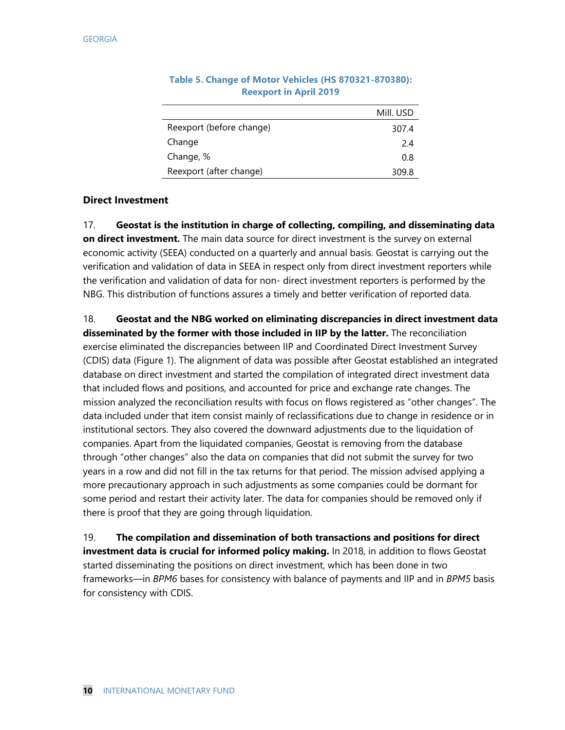**Table 5. Change of Motor Vehicles (HS 870321-870380): Reexport in April 2019**

| | Mill. USD |
|---|---|
| Reexport (before change) | 307.4 |
| Change | 2.4 |
| Change, % | 0.8 |
| Reexport (after change) | 309.8 |

### Direct Investment

17. **Geostat is the institution in charge of collecting, compiling, and disseminating data on direct investment.** The main data source for direct investment is the survey on external economic activity (SEEA) conducted on a quarterly and annual basis. Geostat is carrying out the verification and validation of data in SEEA in respect only from direct investment reporters while the verification and validation of data for non- direct investment reporters is performed by the NBG. This distribution of functions assures a timely and better verification of reported data.

18. **Geostat and the NBG worked on eliminating discrepancies in direct investment data disseminated by the former with those included in IIP by the latter.** The reconciliation exercise eliminated the discrepancies between IIP and Coordinated Direct Investment Survey (CDIS) data (Figure 1). The alignment of data was possible after Geostat established an integrated database on direct investment and started the compilation of integrated direct investment data that included flows and positions, and accounted for price and exchange rate changes. The mission analyzed the reconciliation results with focus on flows registered as "other changes". The data included under that item consist mainly of reclassifications due to change in residence or in institutional sectors. They also covered the downward adjustments due to the liquidation of companies. Apart from the liquidated companies, Geostat is removing from the database through "other changes" also the data on companies that did not submit the survey for two years in a row and did not fill in the tax returns for that period. The mission advised applying a more precautionary approach in such adjustments as some companies could be dormant for some period and restart their activity later. The data for companies should be removed only if there is proof that they are going through liquidation.

19. **The compilation and dissemination of both transactions and positions for direct investment data is crucial for informed policy making.** In 2018, in addition to flows Geostat started disseminating the positions on direct investment, which has been done in two frameworks—in *BPM6* bases for consistency with balance of payments and IIP and in *BPM5* basis for consistency with CDIS.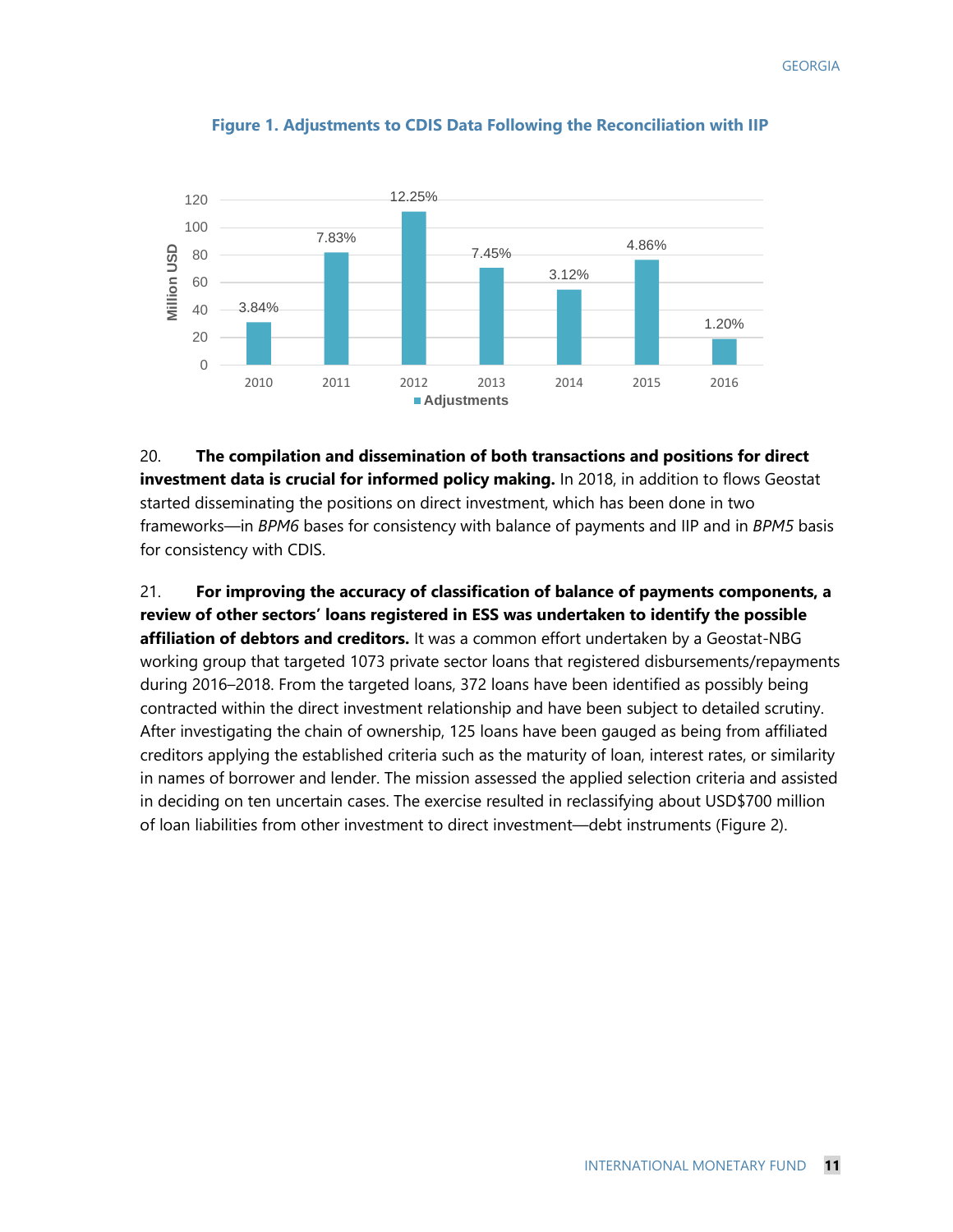**Figure 1. Adjustments to CDIS Data Following the Reconciliation with IIP**

| Year | Adjustments (Million USD, approx.) | Percent |
|---|---|---|
| 2010 | ~31 | 3.84% |
| 2011 | ~82 | 7.83% |
| 2012 | ~111 | 12.25% |
| 2013 | ~71 | 7.45% |
| 2014 | ~55 | 3.12% |
| 2015 | ~76 | 4.86% |
| 2016 | ~19 | 1.20% |

20. **The compilation and dissemination of both transactions and positions for direct investment data is crucial for informed policy making.** In 2018, in addition to flows Geostat started disseminating the positions on direct investment, which has been done in two frameworks—in *BPM6* bases for consistency with balance of payments and IIP and in *BPM5* basis for consistency with CDIS.

21. **For improving the accuracy of classification of balance of payments components, a review of other sectors' loans registered in ESS was undertaken to identify the possible affiliation of debtors and creditors.** It was a common effort undertaken by a Geostat-NBG working group that targeted 1073 private sector loans that registered disbursements/repayments during 2016–2018. From the targeted loans, 372 loans have been identified as possibly being contracted within the direct investment relationship and have been subject to detailed scrutiny. After investigating the chain of ownership, 125 loans have been gauged as being from affiliated creditors applying the established criteria such as the maturity of loan, interest rates, or similarity in names of borrower and lender. The mission assessed the applied selection criteria and assisted in deciding on ten uncertain cases. The exercise resulted in reclassifying about USD$700 million of loan liabilities from other investment to direct investment—debt instruments (Figure 2).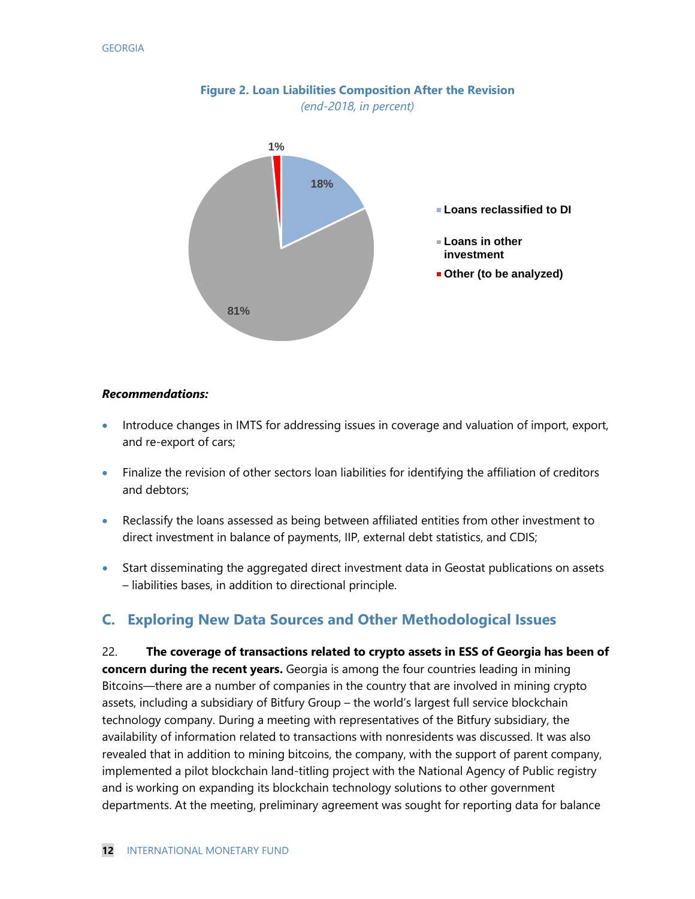**Figure 2. Loan Liabilities Composition After the Revision**

*(end-2018, in percent)*

- Loans reclassified to DI: 18%
- Loans in other investment: 81%
- Other (to be analyzed): 1%

***Recommendations:***

- Introduce changes in IMTS for addressing issues in coverage and valuation of import, export, and re-export of cars;
- Finalize the revision of other sectors loan liabilities for identifying the affiliation of creditors and debtors;
- Reclassify the loans assessed as being between affiliated entities from other investment to direct investment in balance of payments, IIP, external debt statistics, and CDIS;
- Start disseminating the aggregated direct investment data in Geostat publications on assets – liabilities bases, in addition to directional principle.

## C. Exploring New Data Sources and Other Methodological Issues

22. **The coverage of transactions related to crypto assets in ESS of Georgia has been of concern during the recent years.** Georgia is among the four countries leading in mining Bitcoins—there are a number of companies in the country that are involved in mining crypto assets, including a subsidiary of Bitfury Group – the world's largest full service blockchain technology company. During a meeting with representatives of the Bitfury subsidiary, the availability of information related to transactions with nonresidents was discussed. It was also revealed that in addition to mining bitcoins, the company, with the support of parent company, implemented a pilot blockchain land-titling project with the National Agency of Public registry and is working on expanding its blockchain technology solutions to other government departments. At the meeting, preliminary agreement was sought for reporting data for balance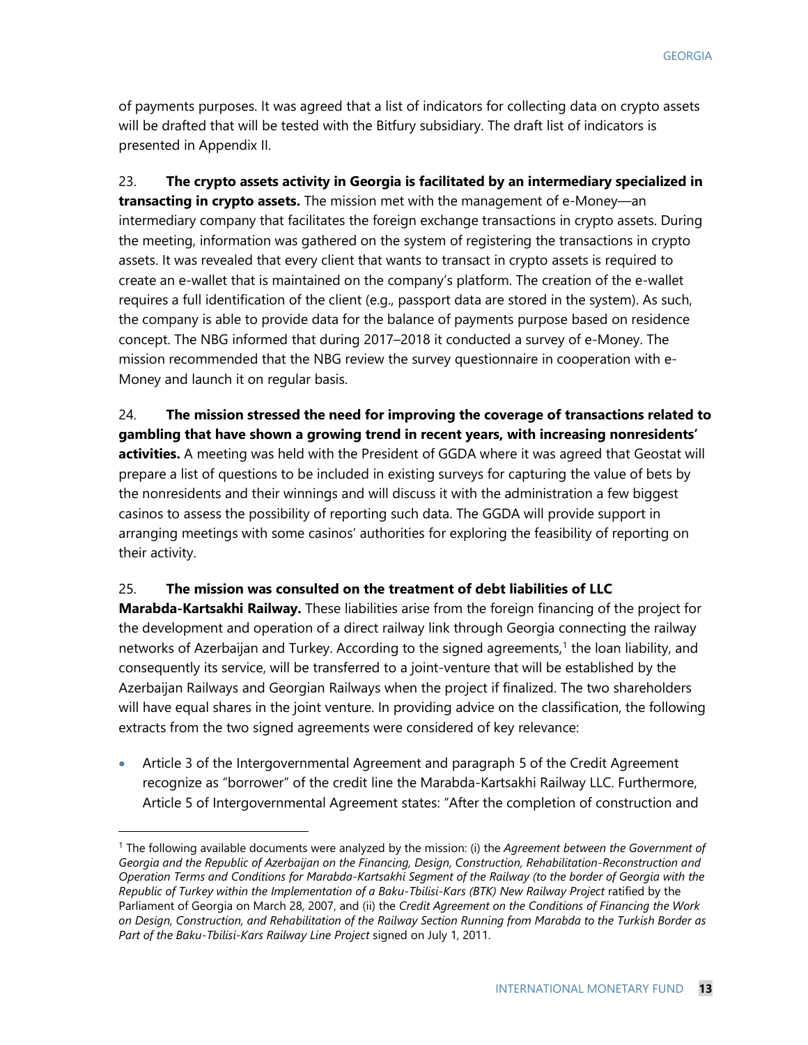of payments purposes. It was agreed that a list of indicators for collecting data on crypto assets will be drafted that will be tested with the Bitfury subsidiary. The draft list of indicators is presented in Appendix II.

23. **The crypto assets activity in Georgia is facilitated by an intermediary specialized in transacting in crypto assets.** The mission met with the management of e-Money—an intermediary company that facilitates the foreign exchange transactions in crypto assets. During the meeting, information was gathered on the system of registering the transactions in crypto assets. It was revealed that every client that wants to transact in crypto assets is required to create an e-wallet that is maintained on the company's platform. The creation of the e-wallet requires a full identification of the client (e.g., passport data are stored in the system). As such, the company is able to provide data for the balance of payments purpose based on residence concept. The NBG informed that during 2017–2018 it conducted a survey of e-Money. The mission recommended that the NBG review the survey questionnaire in cooperation with e-Money and launch it on regular basis.

24. **The mission stressed the need for improving the coverage of transactions related to gambling that have shown a growing trend in recent years, with increasing nonresidents' activities.** A meeting was held with the President of GGDA where it was agreed that Geostat will prepare a list of questions to be included in existing surveys for capturing the value of bets by the nonresidents and their winnings and will discuss it with the administration a few biggest casinos to assess the possibility of reporting such data. The GGDA will provide support in arranging meetings with some casinos' authorities for exploring the feasibility of reporting on their activity.

25. **The mission was consulted on the treatment of debt liabilities of LLC Marabda-Kartsakhi Railway.** These liabilities arise from the foreign financing of the project for the development and operation of a direct railway link through Georgia connecting the railway networks of Azerbaijan and Turkey. According to the signed agreements,[1] the loan liability, and consequently its service, will be transferred to a joint-venture that will be established by the Azerbaijan Railways and Georgian Railways when the project if finalized. The two shareholders will have equal shares in the joint venture. In providing advice on the classification, the following extracts from the two signed agreements were considered of key relevance:

- Article 3 of the Intergovernmental Agreement and paragraph 5 of the Credit Agreement recognize as "borrower" of the credit line the Marabda-Kartsakhi Railway LLC. Furthermore, Article 5 of Intergovernmental Agreement states: "After the completion of construction and

[1] The following available documents were analyzed by the mission: (i) the *Agreement between the Government of Georgia and the Republic of Azerbaijan on the Financing, Design, Construction, Rehabilitation-Reconstruction and Operation Terms and Conditions for Marabda-Kartsakhi Segment of the Railway (to the border of Georgia with the Republic of Turkey within the Implementation of a Baku-Tbilisi-Kars (BTK) New Railway Project* ratified by the Parliament of Georgia on March 28, 2007, and (ii) the *Credit Agreement on the Conditions of Financing the Work on Design, Construction, and Rehabilitation of the Railway Section Running from Marabda to the Turkish Border as Part of the Baku-Tbilisi-Kars Railway Line Project* signed on July 1, 2011.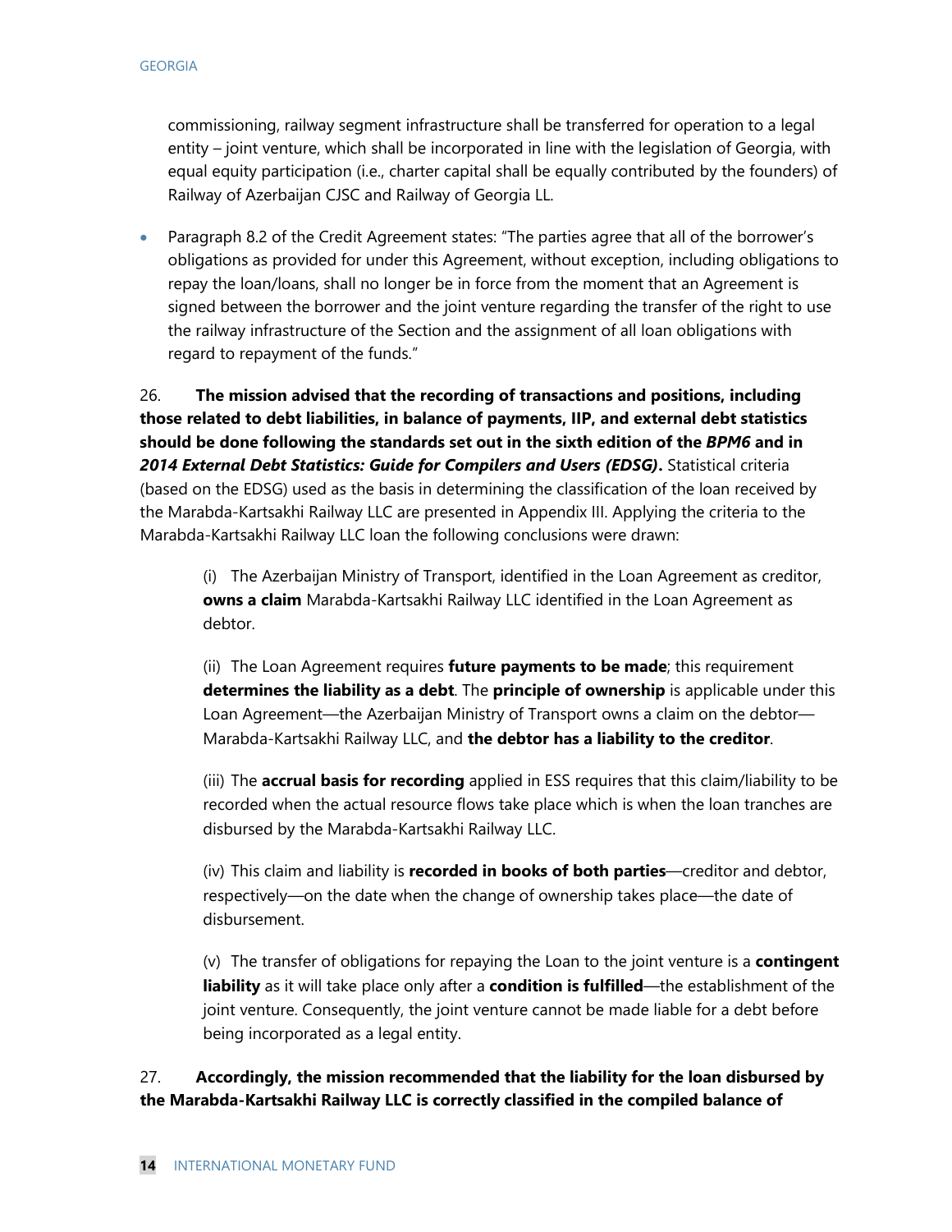commissioning, railway segment infrastructure shall be transferred for operation to a legal entity – joint venture, which shall be incorporated in line with the legislation of Georgia, with equal equity participation (i.e., charter capital shall be equally contributed by the founders) of Railway of Azerbaijan CJSC and Railway of Georgia LL.

- Paragraph 8.2 of the Credit Agreement states: "The parties agree that all of the borrower's obligations as provided for under this Agreement, without exception, including obligations to repay the loan/loans, shall no longer be in force from the moment that an Agreement is signed between the borrower and the joint venture regarding the transfer of the right to use the railway infrastructure of the Section and the assignment of all loan obligations with regard to repayment of the funds."

26. **The mission advised that the recording of transactions and positions, including those related to debt liabilities, in balance of payments, IIP, and external debt statistics should be done following the standards set out in the sixth edition of the *BPM6* and in *2014 External Debt Statistics: Guide for Compilers and Users (EDSG)*.** Statistical criteria (based on the EDSG) used as the basis in determining the classification of the loan received by the Marabda-Kartsakhi Railway LLC are presented in Appendix III. Applying the criteria to the Marabda-Kartsakhi Railway LLC loan the following conclusions were drawn:

(i) The Azerbaijan Ministry of Transport, identified in the Loan Agreement as creditor, **owns a claim** Marabda-Kartsakhi Railway LLC identified in the Loan Agreement as debtor.

(ii) The Loan Agreement requires **future payments to be made**; this requirement **determines the liability as a debt**. The **principle of ownership** is applicable under this Loan Agreement—the Azerbaijan Ministry of Transport owns a claim on the debtor—Marabda-Kartsakhi Railway LLC, and **the debtor has a liability to the creditor**.

(iii) The **accrual basis for recording** applied in ESS requires that this claim/liability to be recorded when the actual resource flows take place which is when the loan tranches are disbursed by the Marabda-Kartsakhi Railway LLC.

(iv) This claim and liability is **recorded in books of both parties**—creditor and debtor, respectively—on the date when the change of ownership takes place—the date of disbursement.

(v) The transfer of obligations for repaying the Loan to the joint venture is a **contingent liability** as it will take place only after a **condition is fulfilled**—the establishment of the joint venture. Consequently, the joint venture cannot be made liable for a debt before being incorporated as a legal entity.

27. **Accordingly, the mission recommended that the liability for the loan disbursed by the Marabda-Kartsakhi Railway LLC is correctly classified in the compiled balance of**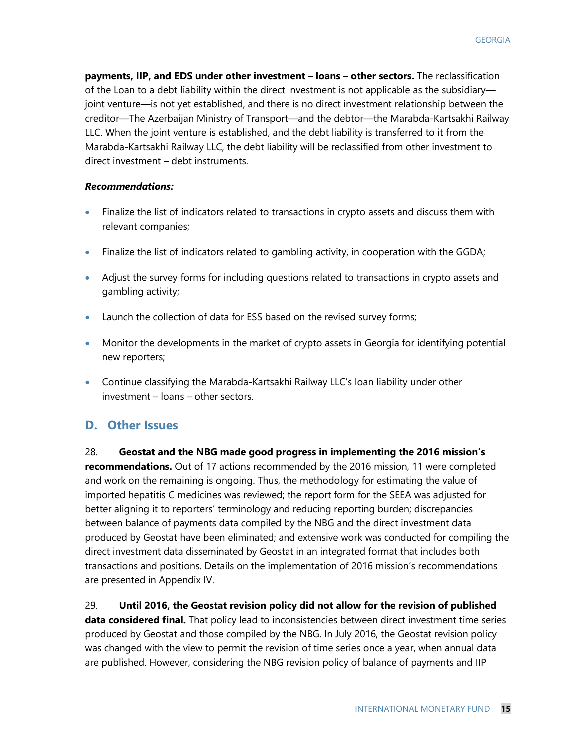**payments, IIP, and EDS under other investment – loans – other sectors.** The reclassification of the Loan to a debt liability within the direct investment is not applicable as the subsidiary—joint venture—is not yet established, and there is no direct investment relationship between the creditor—The Azerbaijan Ministry of Transport—and the debtor—the Marabda-Kartsakhi Railway LLC. When the joint venture is established, and the debt liability is transferred to it from the Marabda-Kartsakhi Railway LLC, the debt liability will be reclassified from other investment to direct investment – debt instruments.

***Recommendations:***

- Finalize the list of indicators related to transactions in crypto assets and discuss them with relevant companies;
- Finalize the list of indicators related to gambling activity, in cooperation with the GGDA;
- Adjust the survey forms for including questions related to transactions in crypto assets and gambling activity;
- Launch the collection of data for ESS based on the revised survey forms;
- Monitor the developments in the market of crypto assets in Georgia for identifying potential new reporters;
- Continue classifying the Marabda-Kartsakhi Railway LLC's loan liability under other investment – loans – other sectors.

## D. Other Issues

28. **Geostat and the NBG made good progress in implementing the 2016 mission's recommendations.** Out of 17 actions recommended by the 2016 mission, 11 were completed and work on the remaining is ongoing. Thus, the methodology for estimating the value of imported hepatitis C medicines was reviewed; the report form for the SEEA was adjusted for better aligning it to reporters' terminology and reducing reporting burden; discrepancies between balance of payments data compiled by the NBG and the direct investment data produced by Geostat have been eliminated; and extensive work was conducted for compiling the direct investment data disseminated by Geostat in an integrated format that includes both transactions and positions. Details on the implementation of 2016 mission's recommendations are presented in Appendix IV.

29. **Until 2016, the Geostat revision policy did not allow for the revision of published data considered final.** That policy lead to inconsistencies between direct investment time series produced by Geostat and those compiled by the NBG. In July 2016, the Geostat revision policy was changed with the view to permit the revision of time series once a year, when annual data are published. However, considering the NBG revision policy of balance of payments and IIP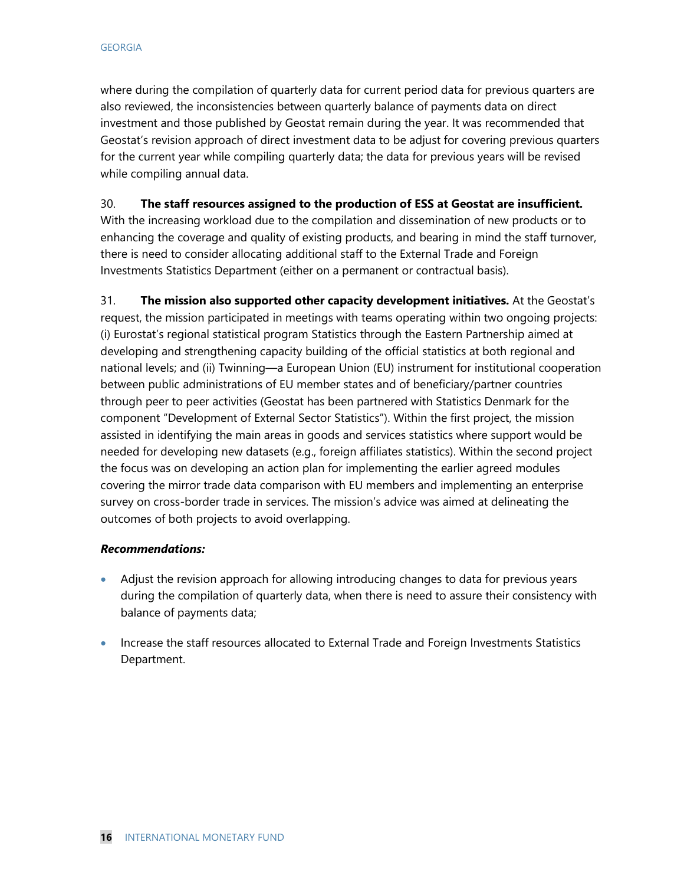where during the compilation of quarterly data for current period data for previous quarters are also reviewed, the inconsistencies between quarterly balance of payments data on direct investment and those published by Geostat remain during the year. It was recommended that Geostat's revision approach of direct investment data to be adjust for covering previous quarters for the current year while compiling quarterly data; the data for previous years will be revised while compiling annual data.

30. **The staff resources assigned to the production of ESS at Geostat are insufficient.** With the increasing workload due to the compilation and dissemination of new products or to enhancing the coverage and quality of existing products, and bearing in mind the staff turnover, there is need to consider allocating additional staff to the External Trade and Foreign Investments Statistics Department (either on a permanent or contractual basis).

31. **The mission also supported other capacity development initiatives.** At the Geostat's request, the mission participated in meetings with teams operating within two ongoing projects: (i) Eurostat's regional statistical program Statistics through the Eastern Partnership aimed at developing and strengthening capacity building of the official statistics at both regional and national levels; and (ii) Twinning—a European Union (EU) instrument for institutional cooperation between public administrations of EU member states and of beneficiary/partner countries through peer to peer activities (Geostat has been partnered with Statistics Denmark for the component "Development of External Sector Statistics"). Within the first project, the mission assisted in identifying the main areas in goods and services statistics where support would be needed for developing new datasets (e.g., foreign affiliates statistics). Within the second project the focus was on developing an action plan for implementing the earlier agreed modules covering the mirror trade data comparison with EU members and implementing an enterprise survey on cross-border trade in services. The mission's advice was aimed at delineating the outcomes of both projects to avoid overlapping.

***Recommendations:***

- Adjust the revision approach for allowing introducing changes to data for previous years during the compilation of quarterly data, when there is need to assure their consistency with balance of payments data;
- Increase the staff resources allocated to External Trade and Foreign Investments Statistics Department.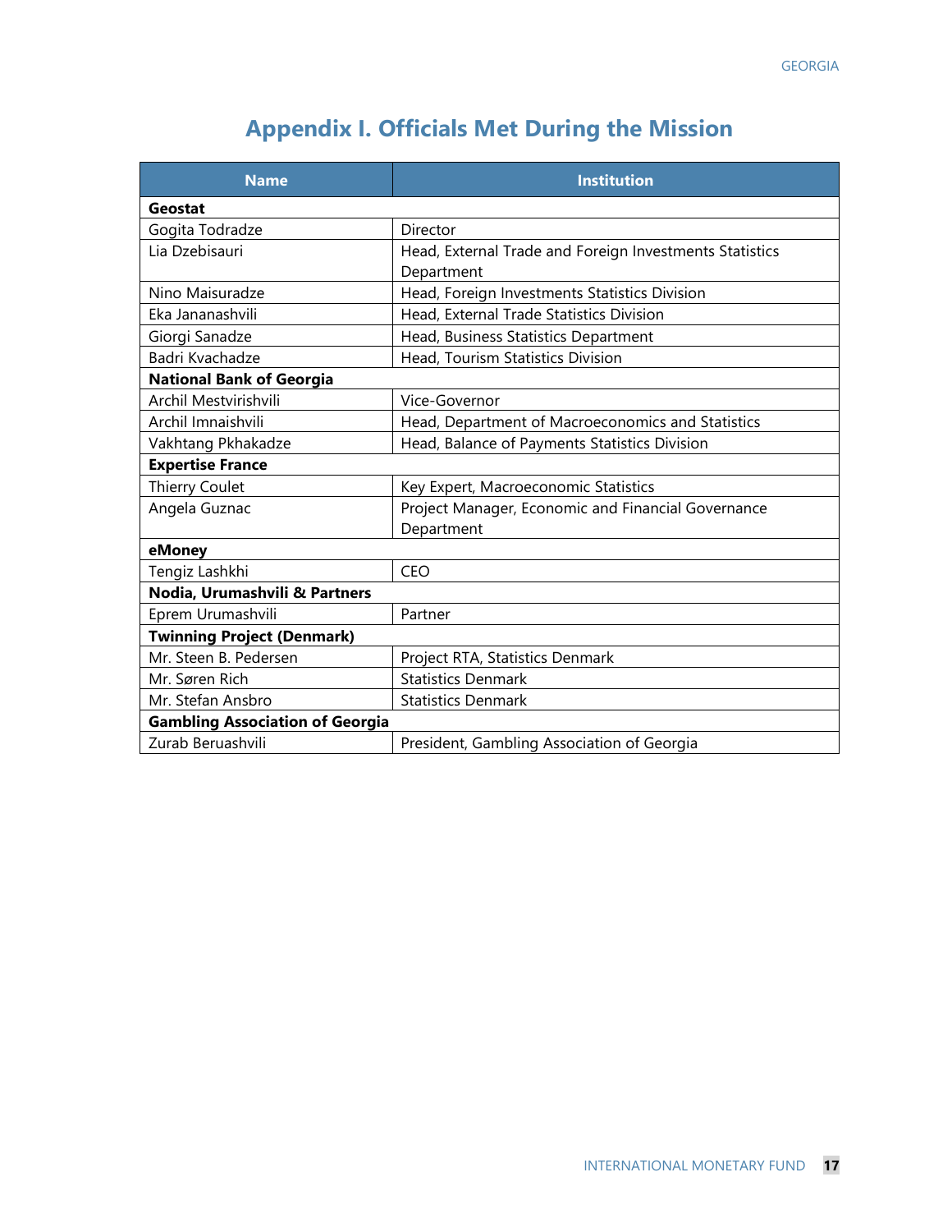# Appendix I. Officials Met During the Mission

| Name | Institution |
|---|---|
| **Geostat** | |
| Gogita Todradze | Director |
| Lia Dzebisauri | Head, External Trade and Foreign Investments Statistics Department |
| Nino Maisuradze | Head, Foreign Investments Statistics Division |
| Eka Jananashvili | Head, External Trade Statistics Division |
| Giorgi Sanadze | Head, Business Statistics Department |
| Badri Kvachadze | Head, Tourism Statistics Division |
| **National Bank of Georgia** | |
| Archil Mestvirishvili | Vice-Governor |
| Archil Imnaishvili | Head, Department of Macroeconomics and Statistics |
| Vakhtang Pkhakadze | Head, Balance of Payments Statistics Division |
| **Expertise France** | |
| Thierry Coulet | Key Expert, Macroeconomic Statistics |
| Angela Guznac | Project Manager, Economic and Financial Governance Department |
| **eMoney** | |
| Tengiz Lashkhi | CEO |
| **Nodia, Urumashvili & Partners** | |
| Eprem Urumashvili | Partner |
| **Twinning Project (Denmark)** | |
| Mr. Steen B. Pedersen | Project RTA, Statistics Denmark |
| Mr. Søren Rich | Statistics Denmark |
| Mr. Stefan Ansbro | Statistics Denmark |
| **Gambling Association of Georgia** | |
| Zurab Beruashvili | President, Gambling Association of Georgia |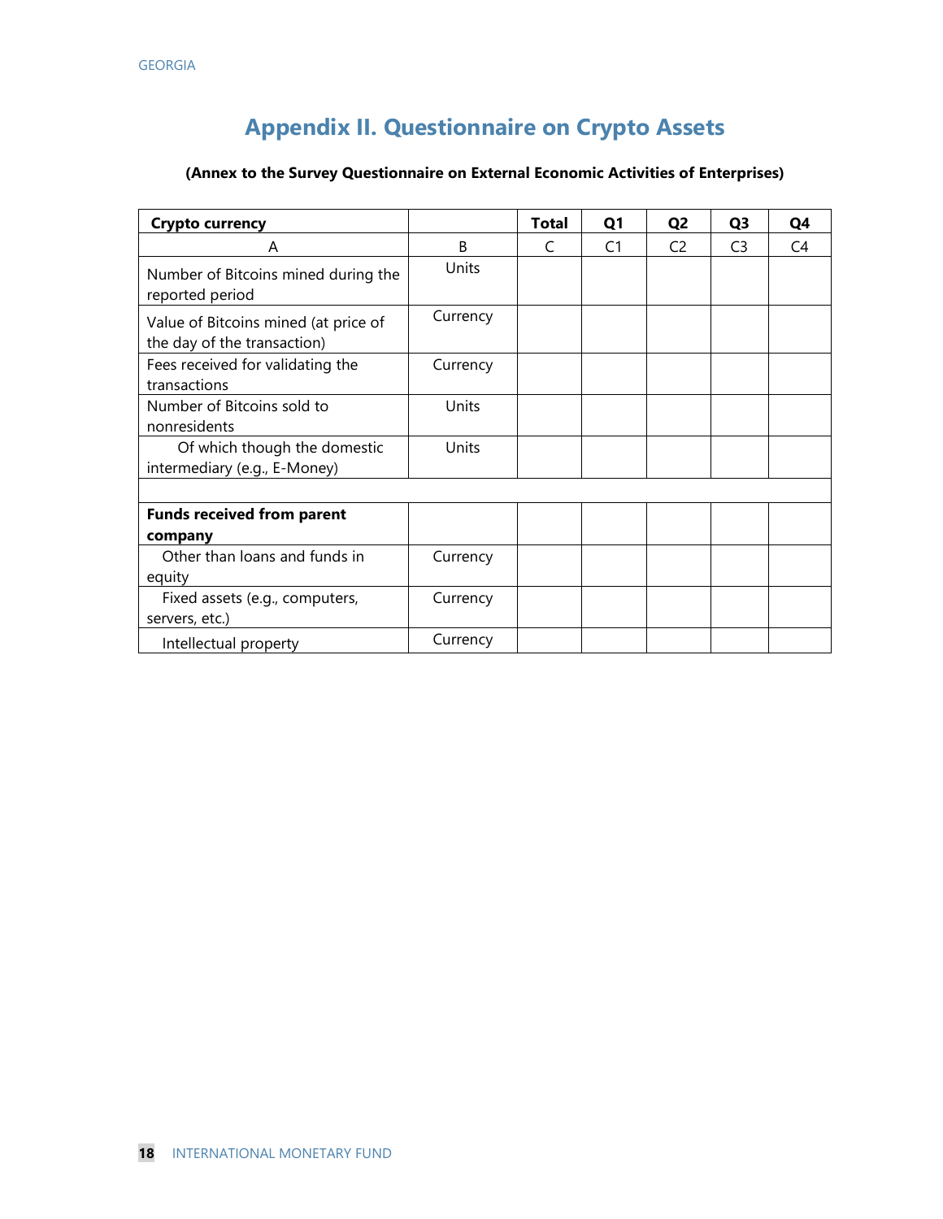# Appendix II. Questionnaire on Crypto Assets

**(Annex to the Survey Questionnaire on External Economic Activities of Enterprises)**

| **Crypto currency** | | **Total** | **Q1** | **Q2** | **Q3** | **Q4** |
|---|---|---|---|---|---|---|
| A | B | C | C1 | C2 | C3 | C4 |
| Number of Bitcoins mined during the reported period | Units | | | | | |
| Value of Bitcoins mined (at price of the day of the transaction) | Currency | | | | | |
| Fees received for validating the transactions | Currency | | | | | |
| Number of Bitcoins sold to nonresidents | Units | | | | | |
| Of which though the domestic intermediary (e.g., E-Money) | Units | | | | | |
| | | | | | | |
| **Funds received from parent company** | | | | | | |
| Other than loans and funds in equity | Currency | | | | | |
| Fixed assets (e.g., computers, servers, etc.) | Currency | | | | | |
| Intellectual property | Currency | | | | | |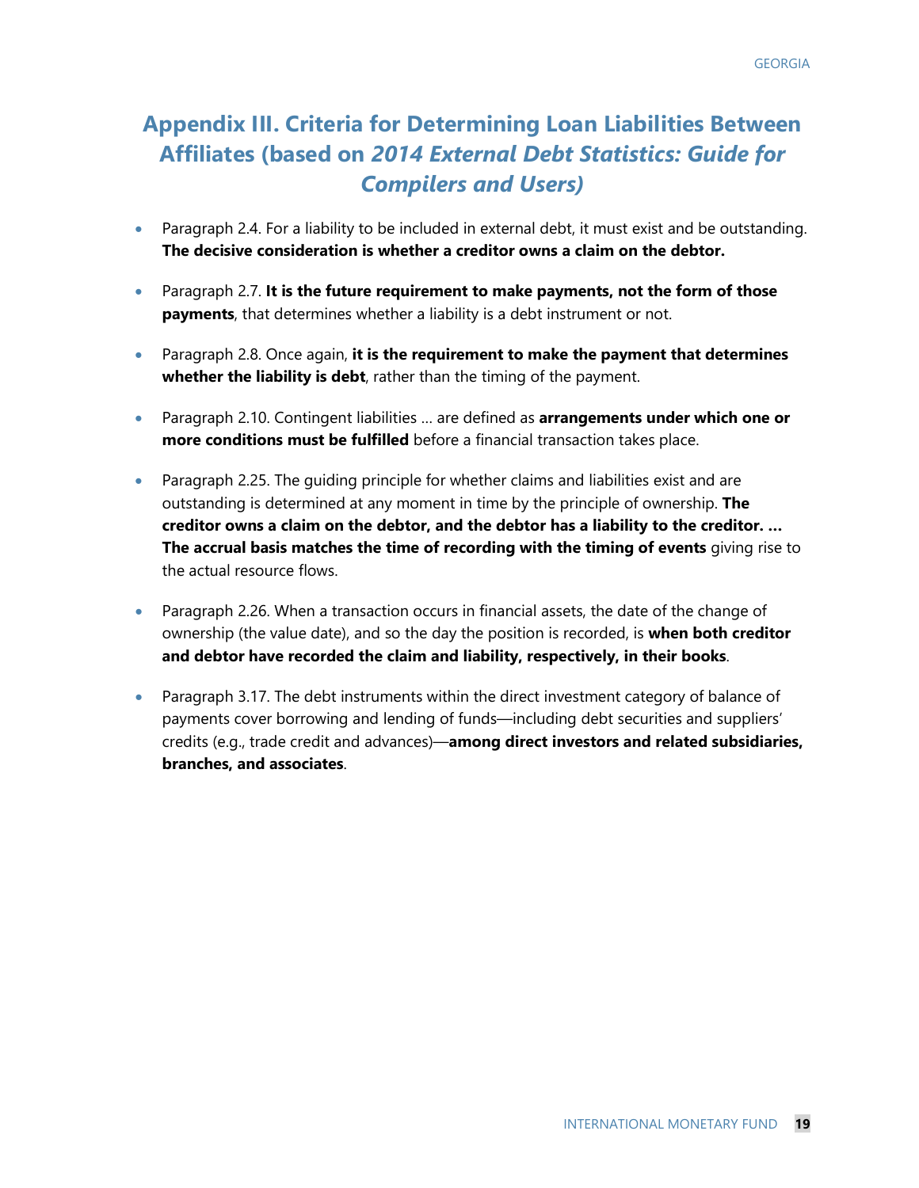# Appendix III. Criteria for Determining Loan Liabilities Between Affiliates (based on *2014 External Debt Statistics: Guide for Compilers and Users)*

- Paragraph 2.4. For a liability to be included in external debt, it must exist and be outstanding. **The decisive consideration is whether a creditor owns a claim on the debtor.**

- Paragraph 2.7. **It is the future requirement to make payments, not the form of those payments**, that determines whether a liability is a debt instrument or not.

- Paragraph 2.8. Once again, **it is the requirement to make the payment that determines whether the liability is debt**, rather than the timing of the payment.

- Paragraph 2.10. Contingent liabilities … are defined as **arrangements under which one or more conditions must be fulfilled** before a financial transaction takes place.

- Paragraph 2.25. The guiding principle for whether claims and liabilities exist and are outstanding is determined at any moment in time by the principle of ownership. **The creditor owns a claim on the debtor, and the debtor has a liability to the creditor. … The accrual basis matches the time of recording with the timing of events** giving rise to the actual resource flows.

- Paragraph 2.26. When a transaction occurs in financial assets, the date of the change of ownership (the value date), and so the day the position is recorded, is **when both creditor and debtor have recorded the claim and liability, respectively, in their books**.

- Paragraph 3.17. The debt instruments within the direct investment category of balance of payments cover borrowing and lending of funds—including debt securities and suppliers' credits (e.g., trade credit and advances)—**among direct investors and related subsidiaries, branches, and associates**.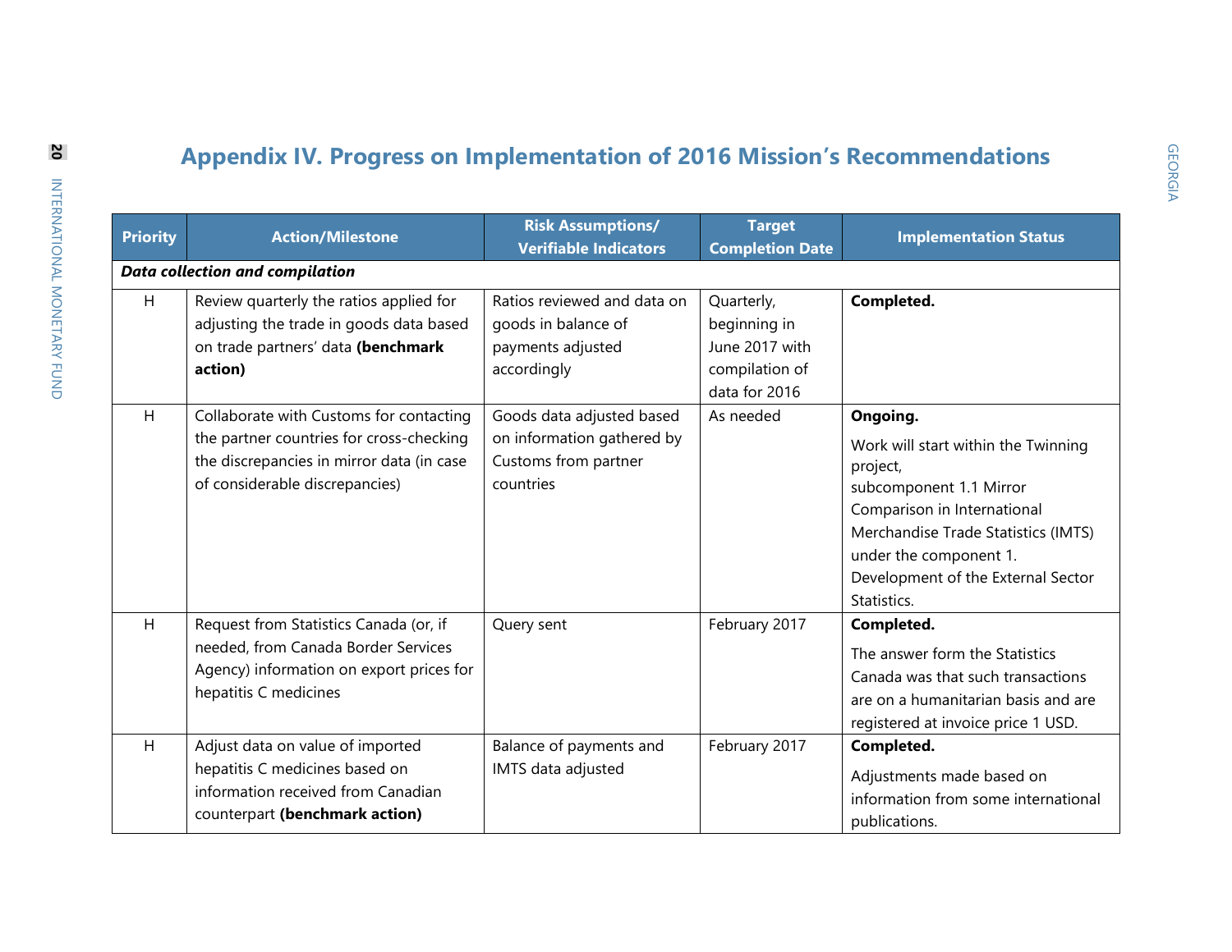## Appendix IV. Progress on Implementation of 2016 Mission's Recommendations

| Priority | Action/Milestone | Risk Assumptions/ Verifiable Indicators | Target Completion Date | Implementation Status |
|---|---|---|---|---|
| ***Data collection and compilation*** | | | | |
| H | Review quarterly the ratios applied for adjusting the trade in goods data based on trade partners' data **(benchmark action)** | Ratios reviewed and data on goods in balance of payments adjusted accordingly | Quarterly, beginning in June 2017 with compilation of data for 2016 | **Completed.** |
| H | Collaborate with Customs for contacting the partner countries for cross-checking the discrepancies in mirror data (in case of considerable discrepancies) | Goods data adjusted based on information gathered by Customs from partner countries | As needed | **Ongoing.** Work will start within the Twinning project, subcomponent 1.1 Mirror Comparison in International Merchandise Trade Statistics (IMTS) under the component 1. Development of the External Sector Statistics. |
| H | Request from Statistics Canada (or, if needed, from Canada Border Services Agency) information on export prices for hepatitis C medicines | Query sent | February 2017 | **Completed.** The answer form the Statistics Canada was that such transactions are on a humanitarian basis and are registered at invoice price 1 USD. |
| H | Adjust data on value of imported hepatitis C medicines based on information received from Canadian counterpart **(benchmark action)** | Balance of payments and IMTS data adjusted | February 2017 | **Completed.** Adjustments made based on information from some international publications. |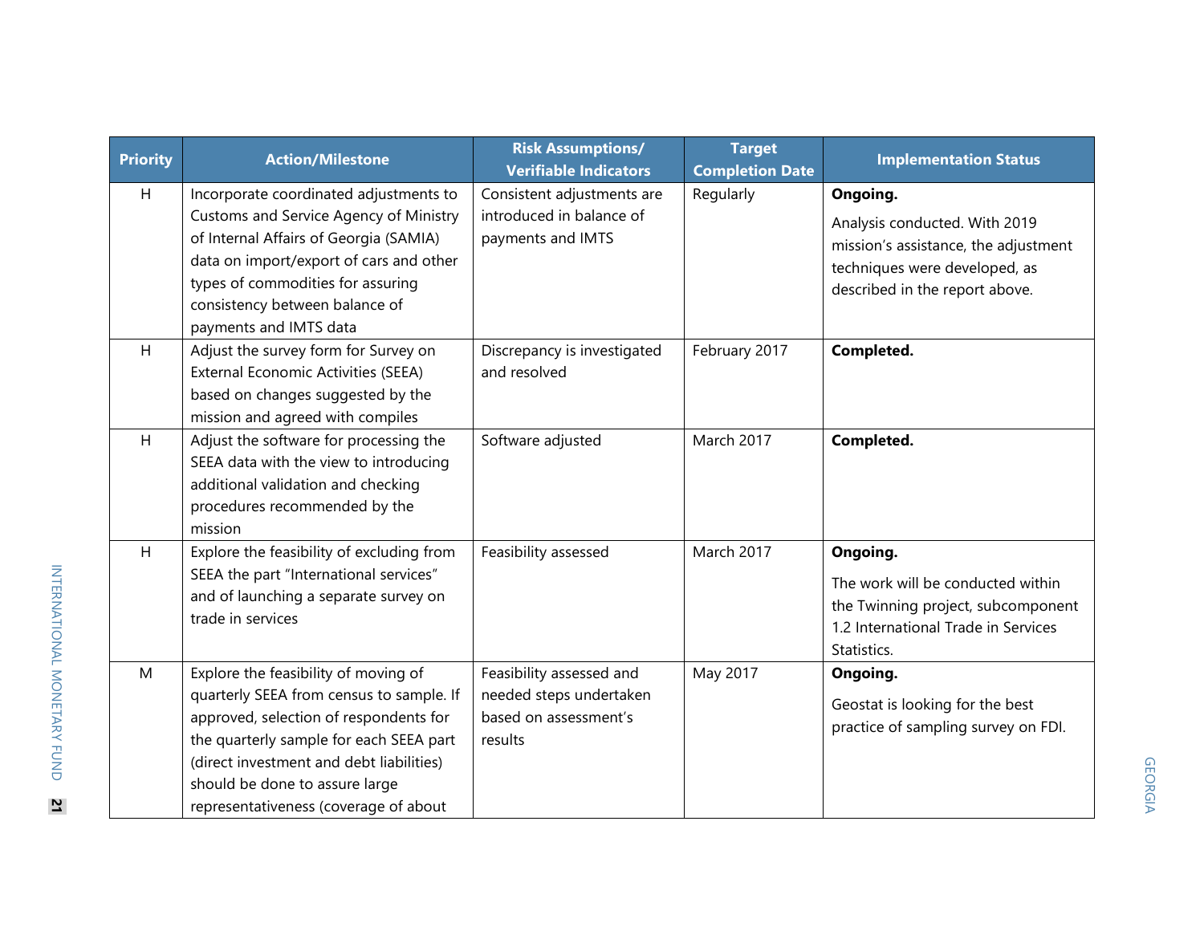| Priority | Action/Milestone | Risk Assumptions/ Verifiable Indicators | Target Completion Date | Implementation Status |
|---|---|---|---|---|
| H | Incorporate coordinated adjustments to Customs and Service Agency of Ministry of Internal Affairs of Georgia (SAMIA) data on import/export of cars and other types of commodities for assuring consistency between balance of payments and IMTS data | Consistent adjustments are introduced in balance of payments and IMTS | Regularly | **Ongoing.** Analysis conducted. With 2019 mission's assistance, the adjustment techniques were developed, as described in the report above. |
| H | Adjust the survey form for Survey on External Economic Activities (SEEA) based on changes suggested by the mission and agreed with compiles | Discrepancy is investigated and resolved | February 2017 | **Completed.** |
| H | Adjust the software for processing the SEEA data with the view to introducing additional validation and checking procedures recommended by the mission | Software adjusted | March 2017 | **Completed.** |
| H | Explore the feasibility of excluding from SEEA the part "International services" and of launching a separate survey on trade in services | Feasibility assessed | March 2017 | **Ongoing.** The work will be conducted within the Twinning project, subcomponent 1.2 International Trade in Services Statistics. |
| M | Explore the feasibility of moving of quarterly SEEA from census to sample. If approved, selection of respondents for the quarterly sample for each SEEA part (direct investment and debt liabilities) should be done to assure large representativeness (coverage of about | Feasibility assessed and needed steps undertaken based on assessment's results | May 2017 | **Ongoing.** Geostat is looking for the best practice of sampling survey on FDI. |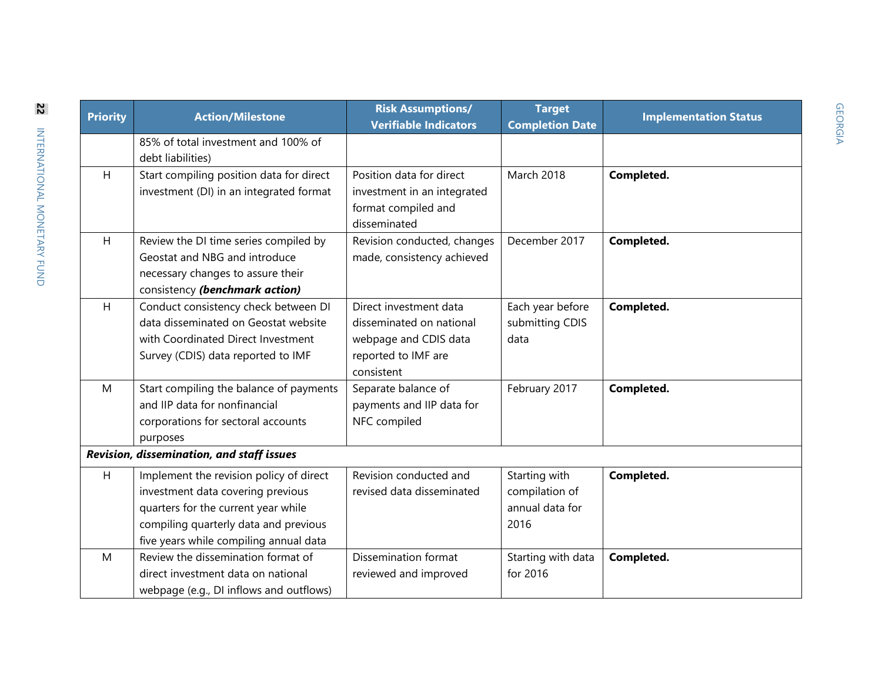| Priority | Action/Milestone | Risk Assumptions/ Verifiable Indicators | Target Completion Date | Implementation Status |
|---|---|---|---|---|
| | 85% of total investment and 100% of debt liabilities) | | | |
| H | Start compiling position data for direct investment (DI) in an integrated format | Position data for direct investment in an integrated format compiled and disseminated | March 2018 | **Completed.** |
| H | Review the DI time series compiled by Geostat and NBG and introduce necessary changes to assure their consistency ***(benchmark action)*** | Revision conducted, changes made, consistency achieved | December 2017 | **Completed.** |
| H | Conduct consistency check between DI data disseminated on Geostat website with Coordinated Direct Investment Survey (CDIS) data reported to IMF | Direct investment data disseminated on national webpage and CDIS data reported to IMF are consistent | Each year before submitting CDIS data | **Completed.** |
| M | Start compiling the balance of payments and IIP data for nonfinancial corporations for sectoral accounts purposes | Separate balance of payments and IIP data for NFC compiled | February 2017 | **Completed.** |
| ***Revision, dissemination, and staff issues*** | | | | |
| H | Implement the revision policy of direct investment data covering previous quarters for the current year while compiling quarterly data and previous five years while compiling annual data | Revision conducted and revised data disseminated | Starting with compilation of annual data for 2016 | **Completed.** |
| M | Review the dissemination format of direct investment data on national webpage (e.g., DI inflows and outflows) | Dissemination format reviewed and improved | Starting with data for 2016 | **Completed.** |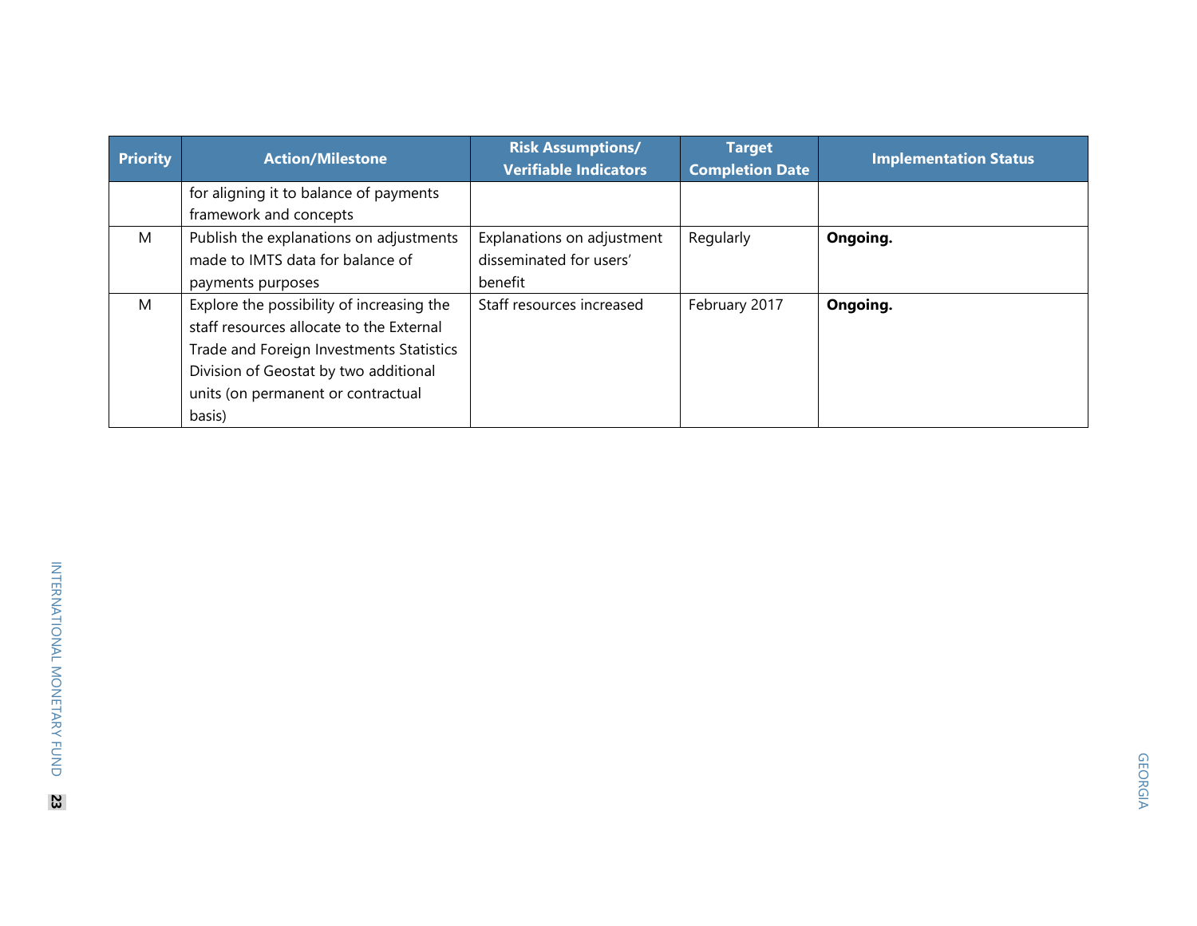| Priority | Action/Milestone | Risk Assumptions/ Verifiable Indicators | Target Completion Date | Implementation Status |
|---|---|---|---|---|
| | for aligning it to balance of payments framework and concepts | | | |
| M | Publish the explanations on adjustments made to IMTS data for balance of payments purposes | Explanations on adjustment disseminated for users' benefit | Regularly | **Ongoing.** |
| M | Explore the possibility of increasing the staff resources allocate to the External Trade and Foreign Investments Statistics Division of Geostat by two additional units (on permanent or contractual basis) | Staff resources increased | February 2017 | **Ongoing.** |